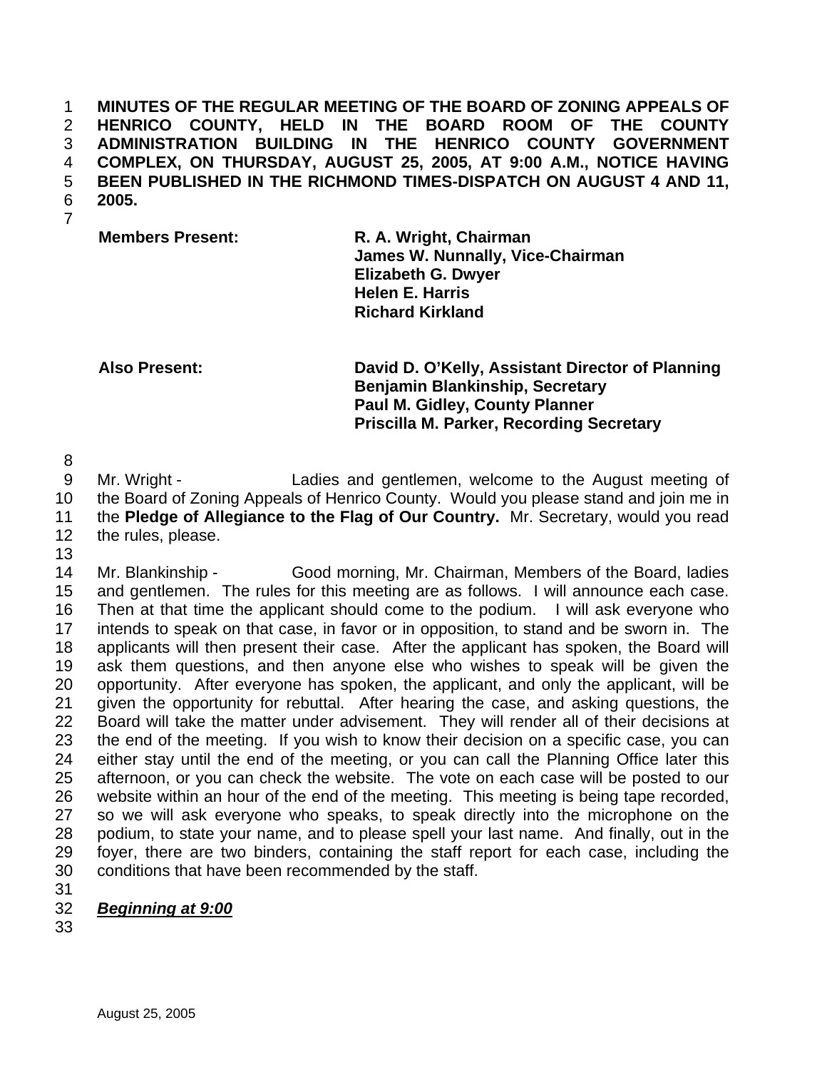**MINUTES OF THE REGULAR MEETING OF THE BOARD OF ZONING APPEALS OF HENRICO COUNTY, HELD IN THE BOARD ROOM OF THE COUNTY ADMINISTRATION BUILDING IN THE HENRICO COUNTY GOVERNMENT COMPLEX, ON THURSDAY, AUGUST 25, 2005, AT 9:00 A.M., NOTICE HAVING BEEN PUBLISHED IN THE RICHMOND TIMES-DISPATCH ON AUGUST 4 AND 11, 2005.**

| | |
|---|---|
| **Members Present:** | **R. A. Wright, Chairman** |
| | **James W. Nunnally, Vice-Chairman** |
| | **Elizabeth G. Dwyer** |
| | **Helen E. Harris** |
| | **Richard Kirkland** |
| | |
| **Also Present:** | **David D. O'Kelly, Assistant Director of Planning** |
| | **Benjamin Blankinship, Secretary** |
| | **Paul M. Gidley, County Planner** |
| | **Priscilla M. Parker, Recording Secretary** |

Mr. Wright - Ladies and gentlemen, welcome to the August meeting of the Board of Zoning Appeals of Henrico County. Would you please stand and join me in the **Pledge of Allegiance to the Flag of Our Country.** Mr. Secretary, would you read the rules, please.

Mr. Blankinship - Good morning, Mr. Chairman, Members of the Board, ladies and gentlemen. The rules for this meeting are as follows. I will announce each case. Then at that time the applicant should come to the podium. I will ask everyone who intends to speak on that case, in favor or in opposition, to stand and be sworn in. The applicants will then present their case. After the applicant has spoken, the Board will ask them questions, and then anyone else who wishes to speak will be given the opportunity. After everyone has spoken, the applicant, and only the applicant, will be given the opportunity for rebuttal. After hearing the case, and asking questions, the Board will take the matter under advisement. They will render all of their decisions at the end of the meeting. If you wish to know their decision on a specific case, you can either stay until the end of the meeting, or you can call the Planning Office later this afternoon, or you can check the website. The vote on each case will be posted to our website within an hour of the end of the meeting. This meeting is being tape recorded, so we will ask everyone who speaks, to speak directly into the microphone on the podium, to state your name, and to please spell your last name. And finally, out in the foyer, there are two binders, containing the staff report for each case, including the conditions that have been recommended by the staff.

***Beginning at 9:00***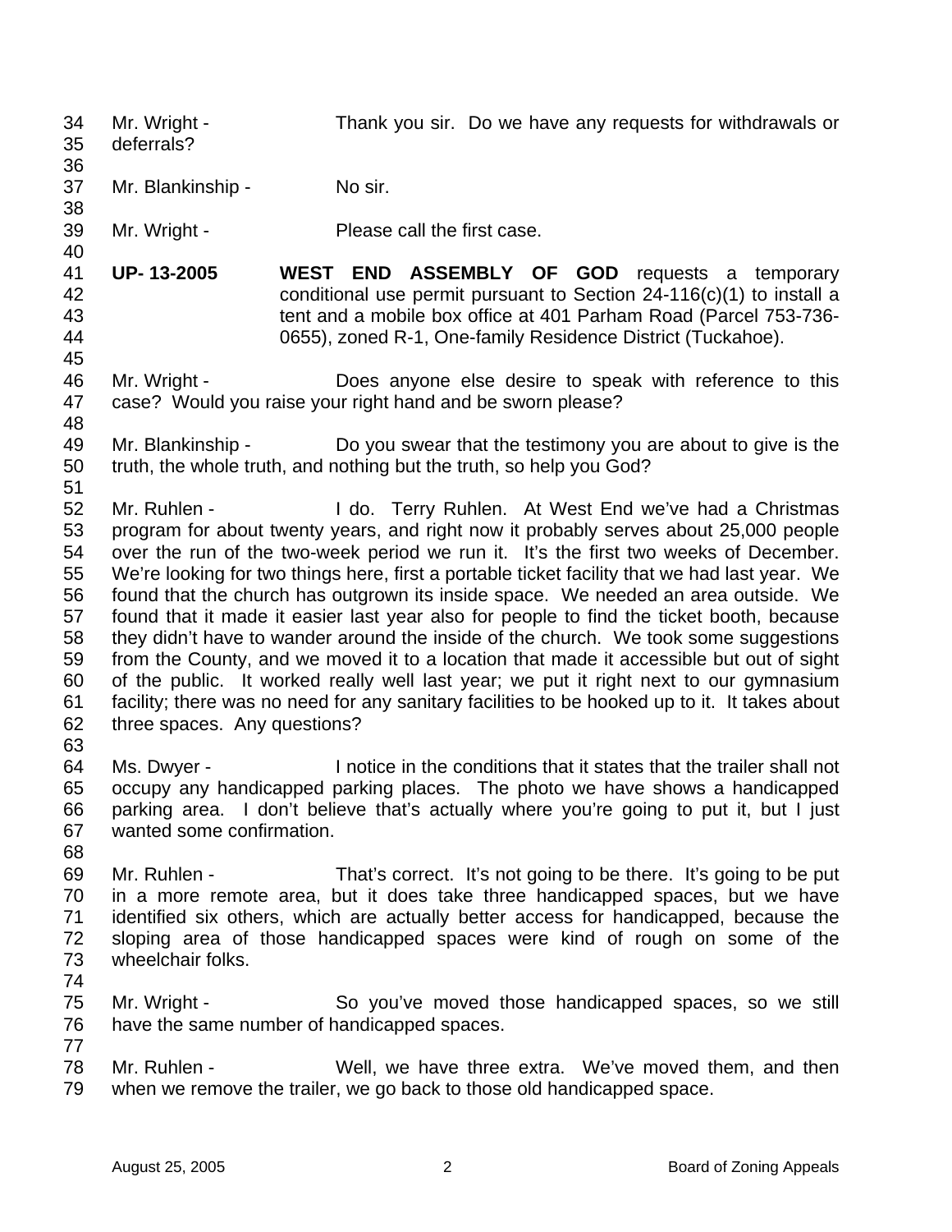Mr. Wright - Thank you sir. Do we have any requests for withdrawals or deferrals?

Mr. Blankinship - No sir.

Mr. Wright - Please call the first case.

**UP- 13-2005** **WEST END ASSEMBLY OF GOD** requests a temporary conditional use permit pursuant to Section 24-116(c)(1) to install a tent and a mobile box office at 401 Parham Road (Parcel 753-736-0655), zoned R-1, One-family Residence District (Tuckahoe).

Mr. Wright - Does anyone else desire to speak with reference to this case? Would you raise your right hand and be sworn please?

Mr. Blankinship - Do you swear that the testimony you are about to give is the truth, the whole truth, and nothing but the truth, so help you God?

Mr. Ruhlen - I do. Terry Ruhlen. At West End we've had a Christmas program for about twenty years, and right now it probably serves about 25,000 people over the run of the two-week period we run it. It's the first two weeks of December. We're looking for two things here, first a portable ticket facility that we had last year. We found that the church has outgrown its inside space. We needed an area outside. We found that it made it easier last year also for people to find the ticket booth, because they didn't have to wander around the inside of the church. We took some suggestions from the County, and we moved it to a location that made it accessible but out of sight of the public. It worked really well last year; we put it right next to our gymnasium facility; there was no need for any sanitary facilities to be hooked up to it. It takes about three spaces. Any questions?

Ms. Dwyer - I notice in the conditions that it states that the trailer shall not occupy any handicapped parking places. The photo we have shows a handicapped parking area. I don't believe that's actually where you're going to put it, but I just wanted some confirmation.

Mr. Ruhlen - That's correct. It's not going to be there. It's going to be put in a more remote area, but it does take three handicapped spaces, but we have identified six others, which are actually better access for handicapped, because the sloping area of those handicapped spaces were kind of rough on some of the wheelchair folks.

Mr. Wright - So you've moved those handicapped spaces, so we still have the same number of handicapped spaces.

Mr. Ruhlen - Well, we have three extra. We've moved them, and then when we remove the trailer, we go back to those old handicapped space.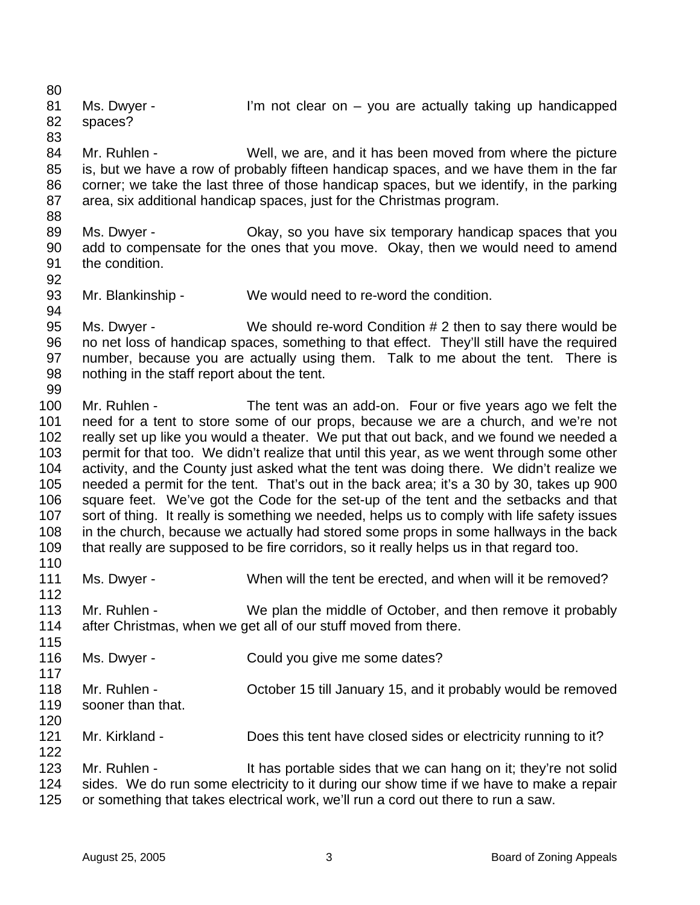Ms. Dwyer - I'm not clear on – you are actually taking up handicapped spaces?

Mr. Ruhlen - Well, we are, and it has been moved from where the picture is, but we have a row of probably fifteen handicap spaces, and we have them in the far corner; we take the last three of those handicap spaces, but we identify, in the parking area, six additional handicap spaces, just for the Christmas program.

Ms. Dwyer - Okay, so you have six temporary handicap spaces that you add to compensate for the ones that you move. Okay, then we would need to amend the condition.

Mr. Blankinship - We would need to re-word the condition.

Ms. Dwyer - We should re-word Condition # 2 then to say there would be no net loss of handicap spaces, something to that effect. They'll still have the required number, because you are actually using them. Talk to me about the tent. There is nothing in the staff report about the tent.

Mr. Ruhlen - The tent was an add-on. Four or five years ago we felt the need for a tent to store some of our props, because we are a church, and we're not really set up like you would a theater. We put that out back, and we found we needed a permit for that too. We didn't realize that until this year, as we went through some other activity, and the County just asked what the tent was doing there. We didn't realize we needed a permit for the tent. That's out in the back area; it's a 30 by 30, takes up 900 square feet. We've got the Code for the set-up of the tent and the setbacks and that sort of thing. It really is something we needed, helps us to comply with life safety issues in the church, because we actually had stored some props in some hallways in the back that really are supposed to be fire corridors, so it really helps us in that regard too.

Ms. Dwyer - When will the tent be erected, and when will it be removed?

Mr. Ruhlen - We plan the middle of October, and then remove it probably after Christmas, when we get all of our stuff moved from there.

Ms. Dwyer - Could you give me some dates?

Mr. Ruhlen - October 15 till January 15, and it probably would be removed sooner than that.

Mr. Kirkland - Does this tent have closed sides or electricity running to it?

Mr. Ruhlen - It has portable sides that we can hang on it; they're not solid sides. We do run some electricity to it during our show time if we have to make a repair or something that takes electrical work, we'll run a cord out there to run a saw.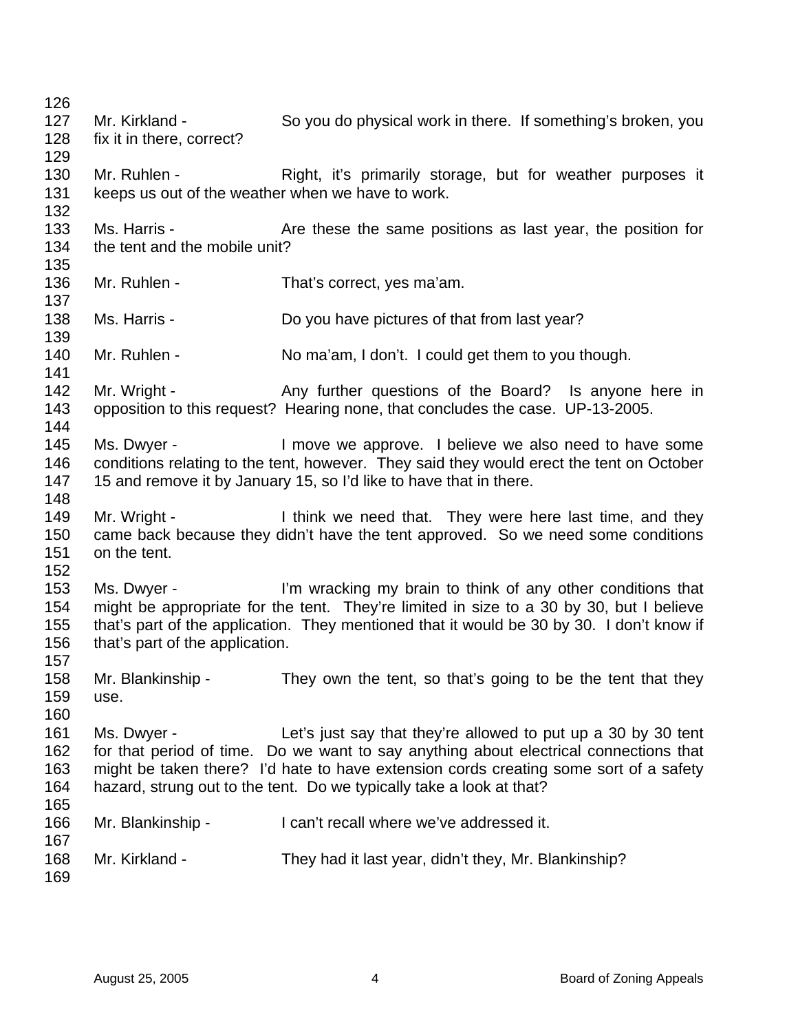Mr. Kirkland - So you do physical work in there. If something's broken, you fix it in there, correct?

Mr. Ruhlen - Right, it's primarily storage, but for weather purposes it keeps us out of the weather when we have to work.

Ms. Harris - Are these the same positions as last year, the position for the tent and the mobile unit?

Mr. Ruhlen - That's correct, yes ma'am.

Ms. Harris - Do you have pictures of that from last year?

Mr. Ruhlen - No ma'am, I don't. I could get them to you though.

Mr. Wright - Any further questions of the Board? Is anyone here in opposition to this request? Hearing none, that concludes the case. UP-13-2005.

Ms. Dwyer - I move we approve. I believe we also need to have some conditions relating to the tent, however. They said they would erect the tent on October 15 and remove it by January 15, so I'd like to have that in there.

Mr. Wright - I think we need that. They were here last time, and they came back because they didn't have the tent approved. So we need some conditions on the tent.

Ms. Dwyer - I'm wracking my brain to think of any other conditions that might be appropriate for the tent. They're limited in size to a 30 by 30, but I believe that's part of the application. They mentioned that it would be 30 by 30. I don't know if that's part of the application.

Mr. Blankinship - They own the tent, so that's going to be the tent that they use.

Ms. Dwyer - Let's just say that they're allowed to put up a 30 by 30 tent for that period of time. Do we want to say anything about electrical connections that might be taken there? I'd hate to have extension cords creating some sort of a safety hazard, strung out to the tent. Do we typically take a look at that?

Mr. Blankinship - I can't recall where we've addressed it.

Mr. Kirkland - They had it last year, didn't they, Mr. Blankinship?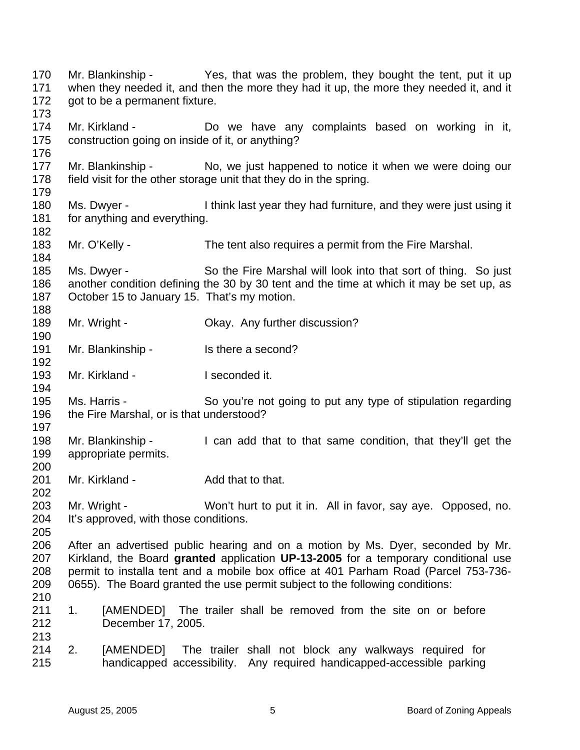170 Mr. Blankinship - Yes, that was the problem, they bought the tent, put it up
171 when they needed it, and then the more they had it up, the more they needed it, and it
172 got to be a permanent fixture.
173
174 Mr. Kirkland - Do we have any complaints based on working in it,
175 construction going on inside of it, or anything?
176
177 Mr. Blankinship - No, we just happened to notice it when we were doing our
178 field visit for the other storage unit that they do in the spring.
179
180 Ms. Dwyer - I think last year they had furniture, and they were just using it
181 for anything and everything.
182
183 Mr. O'Kelly - The tent also requires a permit from the Fire Marshal.
184
185 Ms. Dwyer - So the Fire Marshal will look into that sort of thing. So just
186 another condition defining the 30 by 30 tent and the time at which it may be set up, as
187 October 15 to January 15. That's my motion.
188
189 Mr. Wright - Okay. Any further discussion?
190
191 Mr. Blankinship - Is there a second?
192
193 Mr. Kirkland - I seconded it.
194
195 Ms. Harris - So you're not going to put any type of stipulation regarding
196 the Fire Marshal, or is that understood?
197
198 Mr. Blankinship - I can add that to that same condition, that they'll get the
199 appropriate permits.
200
201 Mr. Kirkland - Add that to that.
202
203 Mr. Wright - Won't hurt to put it in. All in favor, say aye. Opposed, no.
204 It's approved, with those conditions.
205
206 After an advertised public hearing and on a motion by Ms. Dyer, seconded by Mr.
207 Kirkland, the Board **granted** application **UP-13-2005** for a temporary conditional use
208 permit to installa tent and a mobile box office at 401 Parham Road (Parcel 753-736-
209 0655). The Board granted the use permit subject to the following conditions:
210
211 1. [AMENDED] The trailer shall be removed from the site on or before
212 December 17, 2005.
213
214 2. [AMENDED] The trailer shall not block any walkways required for
215 handicapped accessibility. Any required handicapped-accessible parking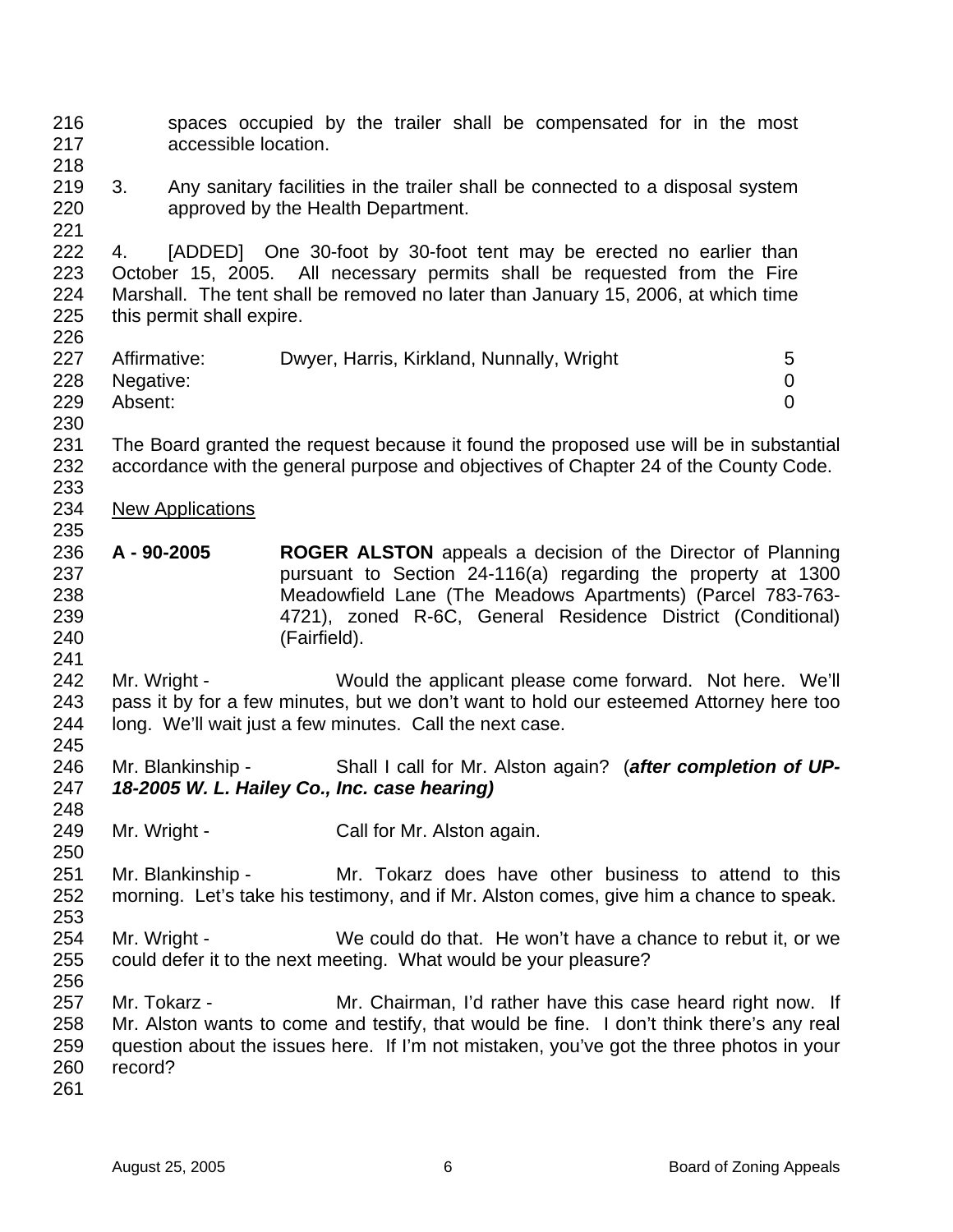spaces occupied by the trailer shall be compensated for in the most accessible location.

3. Any sanitary facilities in the trailer shall be connected to a disposal system approved by the Health Department.

4. [ADDED] One 30-foot by 30-foot tent may be erected no earlier than October 15, 2005. All necessary permits shall be requested from the Fire Marshall. The tent shall be removed no later than January 15, 2006, at which time this permit shall expire.

| | | |
|---|---|---|
| Affirmative: | Dwyer, Harris, Kirkland, Nunnally, Wright | 5 |
| Negative: | | 0 |
| Absent: | | 0 |

The Board granted the request because it found the proposed use will be in substantial accordance with the general purpose and objectives of Chapter 24 of the County Code.

<u>New Applications</u>

**A - 90-2005** **ROGER ALSTON** appeals a decision of the Director of Planning pursuant to Section 24-116(a) regarding the property at 1300 Meadowfield Lane (The Meadows Apartments) (Parcel 783-763-4721), zoned R-6C, General Residence District (Conditional) (Fairfield).

Mr. Wright - Would the applicant please come forward. Not here. We'll pass it by for a few minutes, but we don't want to hold our esteemed Attorney here too long. We'll wait just a few minutes. Call the next case.

Mr. Blankinship - Shall I call for Mr. Alston again? (***after completion of UP-18-2005 W. L. Hailey Co., Inc. case hearing)***

Mr. Wright - Call for Mr. Alston again.

Mr. Blankinship - Mr. Tokarz does have other business to attend to this morning. Let's take his testimony, and if Mr. Alston comes, give him a chance to speak.

Mr. Wright - We could do that. He won't have a chance to rebut it, or we could defer it to the next meeting. What would be your pleasure?

Mr. Tokarz - Mr. Chairman, I'd rather have this case heard right now. If Mr. Alston wants to come and testify, that would be fine. I don't think there's any real question about the issues here. If I'm not mistaken, you've got the three photos in your record?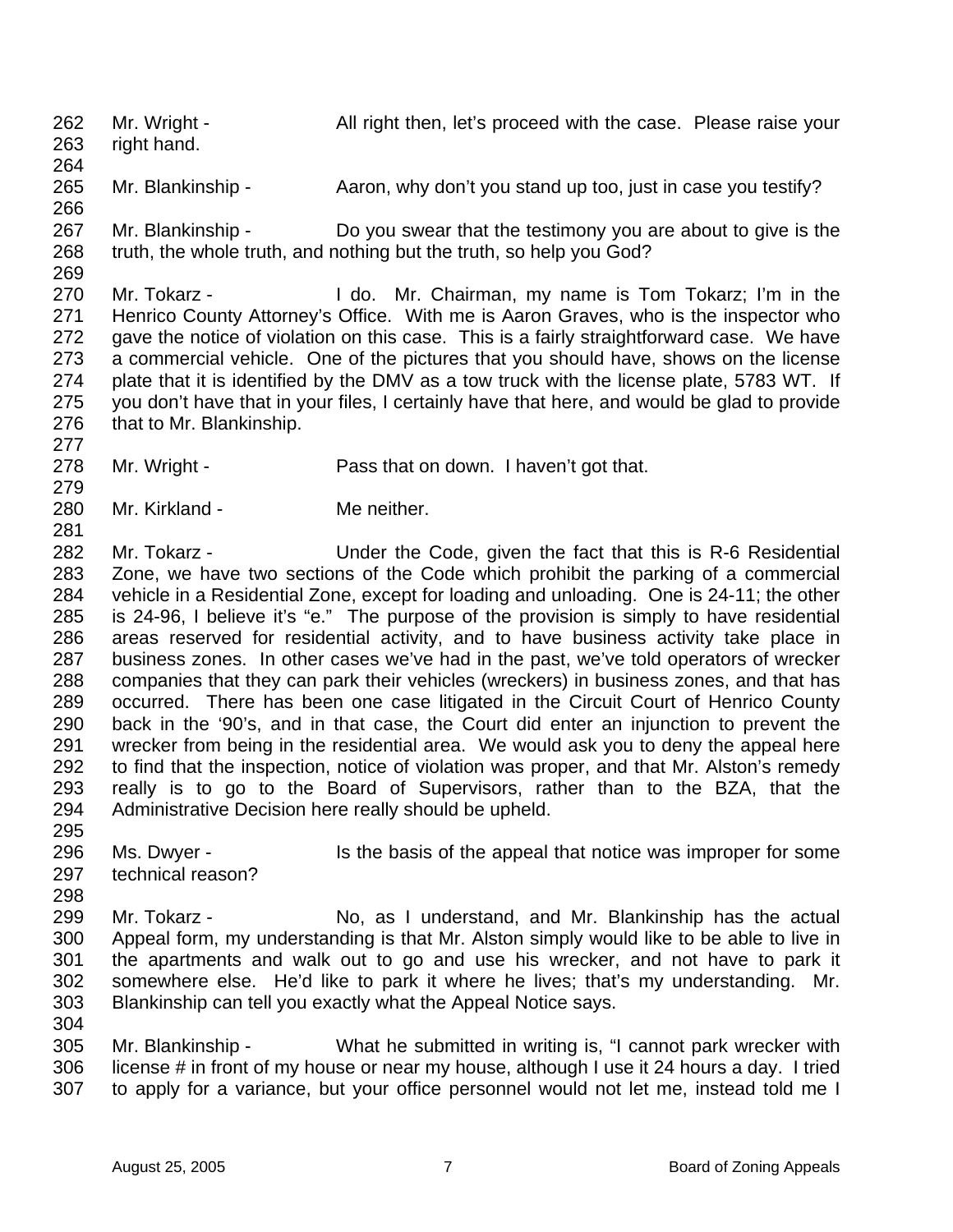262 Mr. Wright - All right then, let's proceed with the case. Please raise your
263 right hand.
264
265 Mr. Blankinship - Aaron, why don't you stand up too, just in case you testify?
266
267 Mr. Blankinship - Do you swear that the testimony you are about to give is the
268 truth, the whole truth, and nothing but the truth, so help you God?
269
270 Mr. Tokarz - I do. Mr. Chairman, my name is Tom Tokarz; I'm in the
271 Henrico County Attorney's Office. With me is Aaron Graves, who is the inspector who
272 gave the notice of violation on this case. This is a fairly straightforward case. We have
273 a commercial vehicle. One of the pictures that you should have, shows on the license
274 plate that it is identified by the DMV as a tow truck with the license plate, 5783 WT. If
275 you don't have that in your files, I certainly have that here, and would be glad to provide
276 that to Mr. Blankinship.
277
278 Mr. Wright - Pass that on down. I haven't got that.
279
280 Mr. Kirkland - Me neither.
281
282 Mr. Tokarz - Under the Code, given the fact that this is R-6 Residential
283 Zone, we have two sections of the Code which prohibit the parking of a commercial
284 vehicle in a Residential Zone, except for loading and unloading. One is 24-11; the other
285 is 24-96, I believe it's "e." The purpose of the provision is simply to have residential
286 areas reserved for residential activity, and to have business activity take place in
287 business zones. In other cases we've had in the past, we've told operators of wrecker
288 companies that they can park their vehicles (wreckers) in business zones, and that has
289 occurred. There has been one case litigated in the Circuit Court of Henrico County
290 back in the '90's, and in that case, the Court did enter an injunction to prevent the
291 wrecker from being in the residential area. We would ask you to deny the appeal here
292 to find that the inspection, notice of violation was proper, and that Mr. Alston's remedy
293 really is to go to the Board of Supervisors, rather than to the BZA, that the
294 Administrative Decision here really should be upheld.
295
296 Ms. Dwyer - Is the basis of the appeal that notice was improper for some
297 technical reason?
298
299 Mr. Tokarz - No, as I understand, and Mr. Blankinship has the actual
300 Appeal form, my understanding is that Mr. Alston simply would like to be able to live in
301 the apartments and walk out to go and use his wrecker, and not have to park it
302 somewhere else. He'd like to park it where he lives; that's my understanding. Mr.
303 Blankinship can tell you exactly what the Appeal Notice says.
304
305 Mr. Blankinship - What he submitted in writing is, "I cannot park wrecker with
306 license # in front of my house or near my house, although I use it 24 hours a day. I tried
307 to apply for a variance, but your office personnel would not let me, instead told me I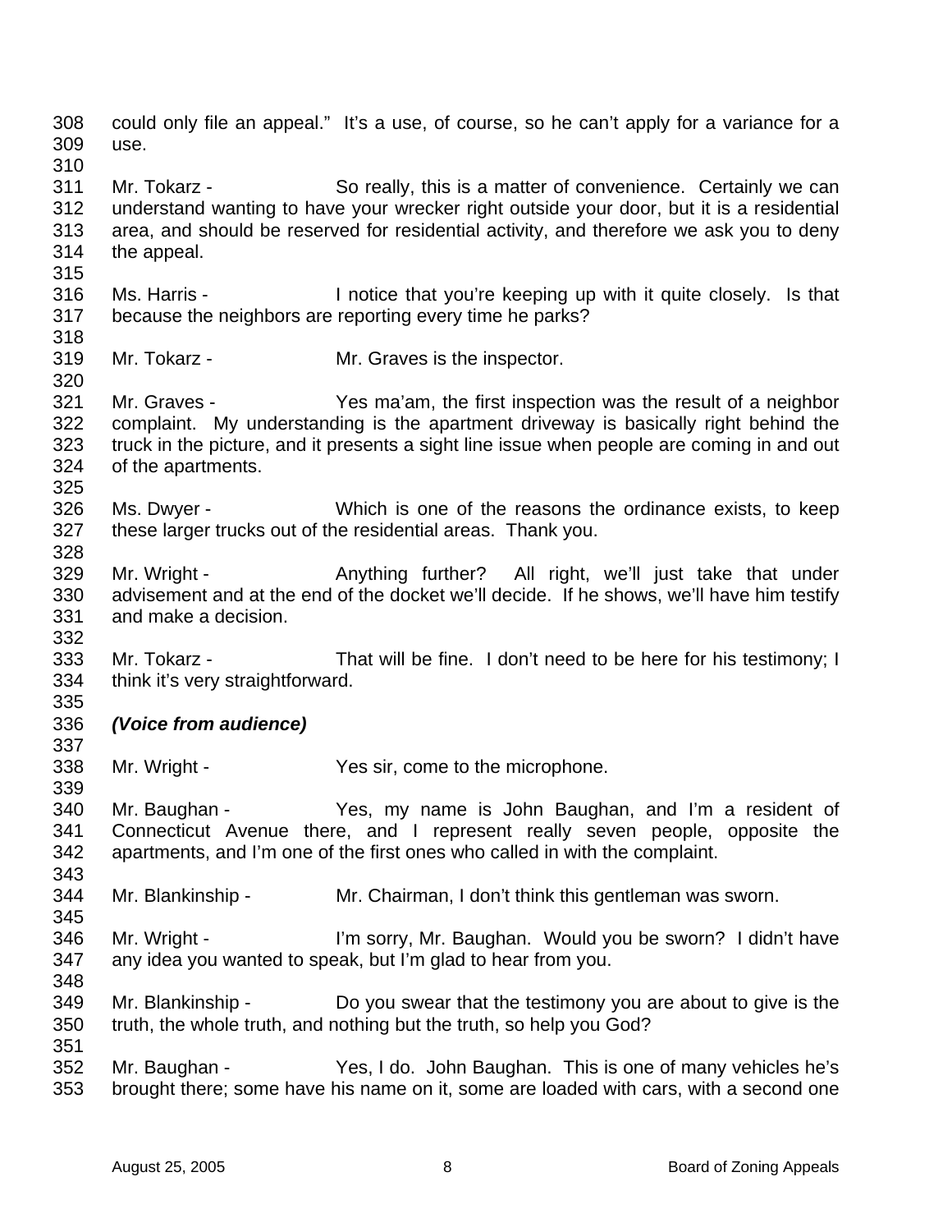could only file an appeal." It's a use, of course, so he can't apply for a variance for a use.

Mr. Tokarz - So really, this is a matter of convenience. Certainly we can understand wanting to have your wrecker right outside your door, but it is a residential area, and should be reserved for residential activity, and therefore we ask you to deny the appeal.

Ms. Harris - I notice that you're keeping up with it quite closely. Is that because the neighbors are reporting every time he parks?

Mr. Tokarz - Mr. Graves is the inspector.

Mr. Graves - Yes ma'am, the first inspection was the result of a neighbor complaint. My understanding is the apartment driveway is basically right behind the truck in the picture, and it presents a sight line issue when people are coming in and out of the apartments.

Ms. Dwyer - Which is one of the reasons the ordinance exists, to keep these larger trucks out of the residential areas. Thank you.

Mr. Wright - Anything further? All right, we'll just take that under advisement and at the end of the docket we'll decide. If he shows, we'll have him testify and make a decision.

Mr. Tokarz - That will be fine. I don't need to be here for his testimony; I think it's very straightforward.

***(Voice from audience)***

Mr. Wright - Yes sir, come to the microphone.

Mr. Baughan - Yes, my name is John Baughan, and I'm a resident of Connecticut Avenue there, and I represent really seven people, opposite the apartments, and I'm one of the first ones who called in with the complaint.

Mr. Blankinship - Mr. Chairman, I don't think this gentleman was sworn.

Mr. Wright - I'm sorry, Mr. Baughan. Would you be sworn? I didn't have any idea you wanted to speak, but I'm glad to hear from you.

Mr. Blankinship - Do you swear that the testimony you are about to give is the truth, the whole truth, and nothing but the truth, so help you God?

Mr. Baughan - Yes, I do. John Baughan. This is one of many vehicles he's brought there; some have his name on it, some are loaded with cars, with a second one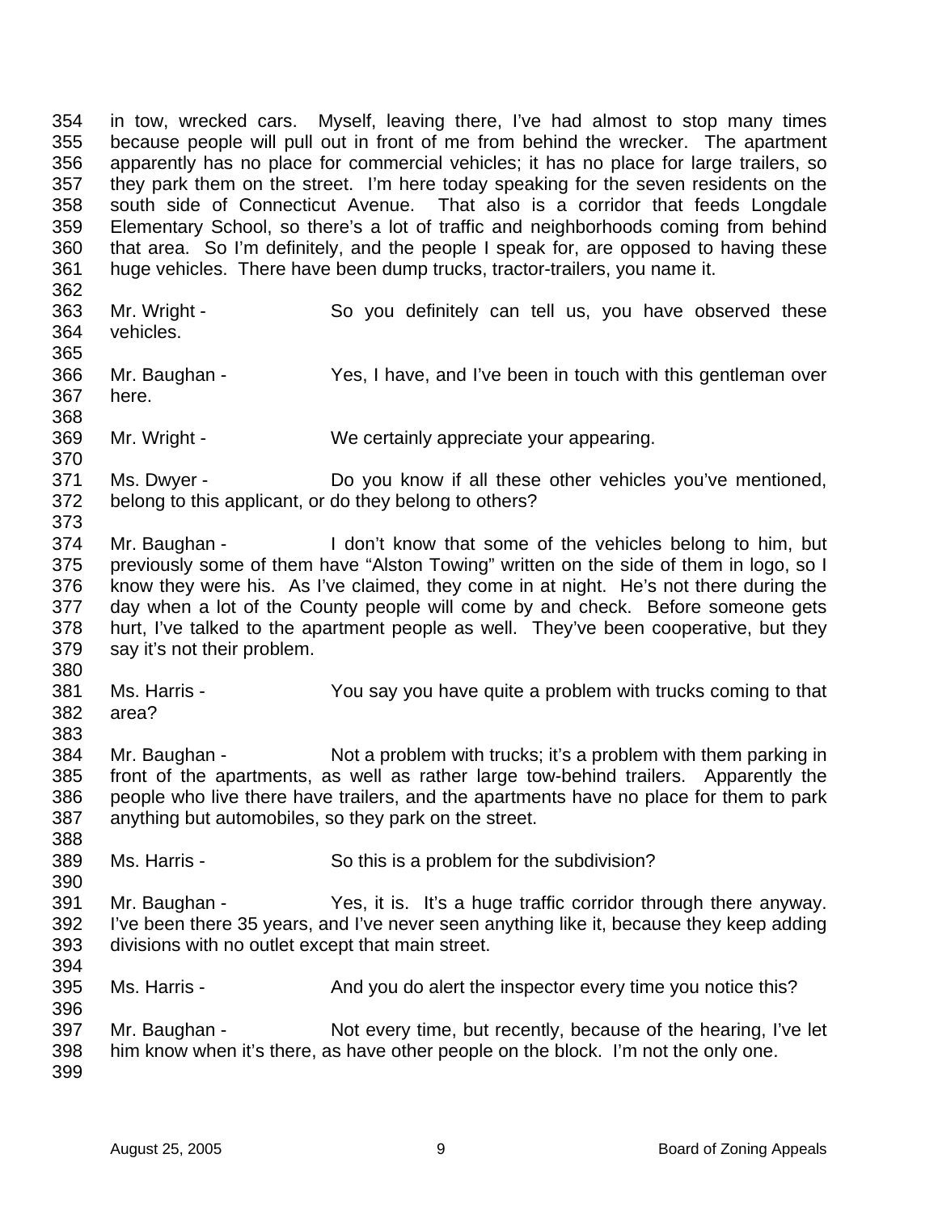in tow, wrecked cars. Myself, leaving there, I've had almost to stop many times because people will pull out in front of me from behind the wrecker. The apartment apparently has no place for commercial vehicles; it has no place for large trailers, so they park them on the street. I'm here today speaking for the seven residents on the south side of Connecticut Avenue. That also is a corridor that feeds Longdale Elementary School, so there's a lot of traffic and neighborhoods coming from behind that area. So I'm definitely, and the people I speak for, are opposed to having these huge vehicles. There have been dump trucks, tractor-trailers, you name it.

Mr. Wright - So you definitely can tell us, you have observed these vehicles.

Mr. Baughan - Yes, I have, and I've been in touch with this gentleman over here.

Mr. Wright - We certainly appreciate your appearing.

Ms. Dwyer - Do you know if all these other vehicles you've mentioned, belong to this applicant, or do they belong to others?

Mr. Baughan - I don't know that some of the vehicles belong to him, but previously some of them have "Alston Towing" written on the side of them in logo, so I know they were his. As I've claimed, they come in at night. He's not there during the day when a lot of the County people will come by and check. Before someone gets hurt, I've talked to the apartment people as well. They've been cooperative, but they say it's not their problem.

Ms. Harris - You say you have quite a problem with trucks coming to that area?

Mr. Baughan - Not a problem with trucks; it's a problem with them parking in front of the apartments, as well as rather large tow-behind trailers. Apparently the people who live there have trailers, and the apartments have no place for them to park anything but automobiles, so they park on the street.

Ms. Harris - So this is a problem for the subdivision?

Mr. Baughan - Yes, it is. It's a huge traffic corridor through there anyway. I've been there 35 years, and I've never seen anything like it, because they keep adding divisions with no outlet except that main street.

Ms. Harris - And you do alert the inspector every time you notice this?

Mr. Baughan - Not every time, but recently, because of the hearing, I've let him know when it's there, as have other people on the block. I'm not the only one.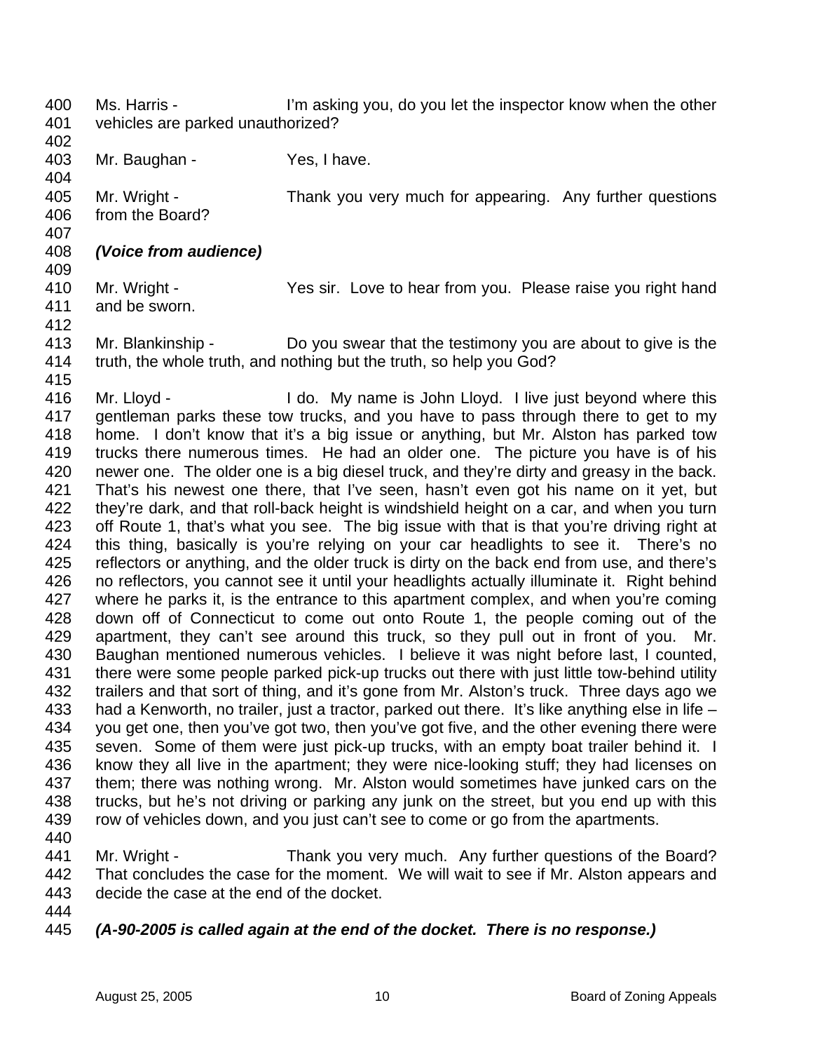Ms. Harris - I'm asking you, do you let the inspector know when the other vehicles are parked unauthorized?

Mr. Baughan - Yes, I have.

Mr. Wright - Thank you very much for appearing. Any further questions from the Board?

***(Voice from audience)***

Mr. Wright - Yes sir. Love to hear from you. Please raise you right hand and be sworn.

Mr. Blankinship - Do you swear that the testimony you are about to give is the truth, the whole truth, and nothing but the truth, so help you God?

Mr. Lloyd - I do. My name is John Lloyd. I live just beyond where this gentleman parks these tow trucks, and you have to pass through there to get to my home. I don't know that it's a big issue or anything, but Mr. Alston has parked tow trucks there numerous times. He had an older one. The picture you have is of his newer one. The older one is a big diesel truck, and they're dirty and greasy in the back. That's his newest one there, that I've seen, hasn't even got his name on it yet, but they're dark, and that roll-back height is windshield height on a car, and when you turn off Route 1, that's what you see. The big issue with that is that you're driving right at this thing, basically is you're relying on your car headlights to see it. There's no reflectors or anything, and the older truck is dirty on the back end from use, and there's no reflectors, you cannot see it until your headlights actually illuminate it. Right behind where he parks it, is the entrance to this apartment complex, and when you're coming down off of Connecticut to come out onto Route 1, the people coming out of the apartment, they can't see around this truck, so they pull out in front of you. Mr. Baughan mentioned numerous vehicles. I believe it was night before last, I counted, there were some people parked pick-up trucks out there with just little tow-behind utility trailers and that sort of thing, and it's gone from Mr. Alston's truck. Three days ago we had a Kenworth, no trailer, just a tractor, parked out there. It's like anything else in life – you get one, then you've got two, then you've got five, and the other evening there were seven. Some of them were just pick-up trucks, with an empty boat trailer behind it. I know they all live in the apartment; they were nice-looking stuff; they had licenses on them; there was nothing wrong. Mr. Alston would sometimes have junked cars on the trucks, but he's not driving or parking any junk on the street, but you end up with this row of vehicles down, and you just can't see to come or go from the apartments.

Mr. Wright - Thank you very much. Any further questions of the Board? That concludes the case for the moment. We will wait to see if Mr. Alston appears and decide the case at the end of the docket.

***(A-90-2005 is called again at the end of the docket. There is no response.)***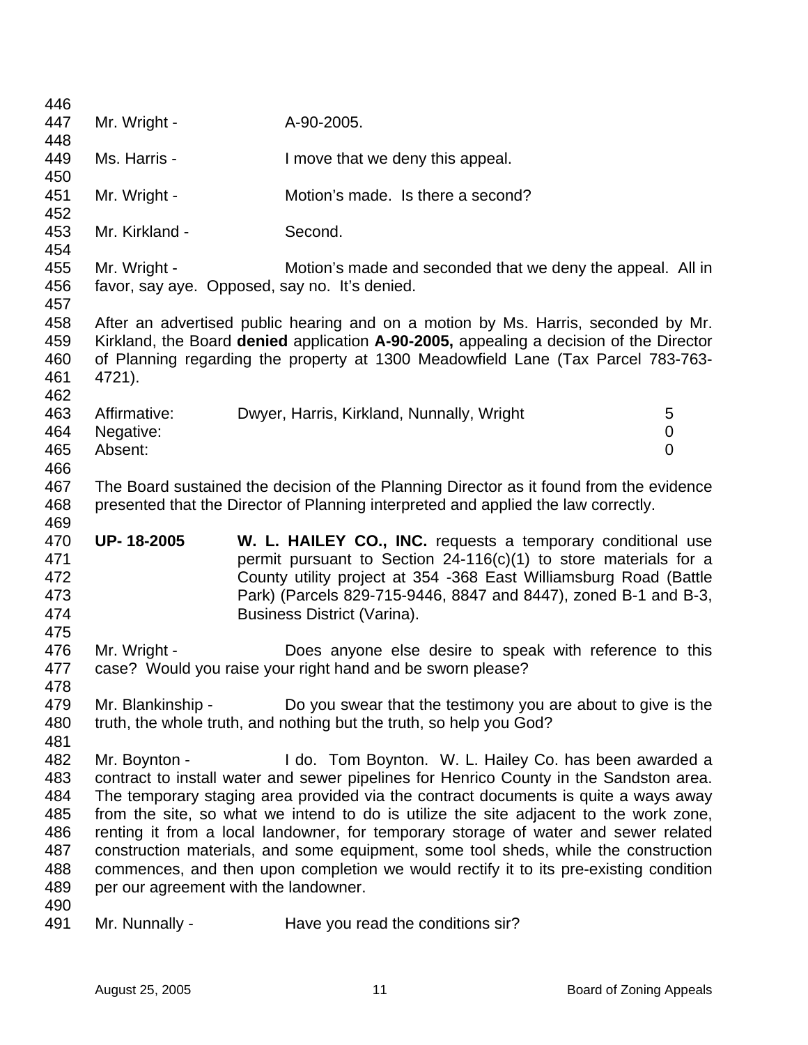Mr. Wright - A-90-2005.

Ms. Harris - I move that we deny this appeal.

Mr. Wright - Motion's made. Is there a second?

Mr. Kirkland - Second.

Mr. Wright - Motion's made and seconded that we deny the appeal. All in favor, say aye. Opposed, say no. It's denied.

After an advertised public hearing and on a motion by Ms. Harris, seconded by Mr. Kirkland, the Board **denied** application **A-90-2005,** appealing a decision of the Director of Planning regarding the property at 1300 Meadowfield Lane (Tax Parcel 783-763-4721).

| | | |
|---|---|---|
| Affirmative: | Dwyer, Harris, Kirkland, Nunnally, Wright | 5 |
| Negative: | | 0 |
| Absent: | | 0 |

The Board sustained the decision of the Planning Director as it found from the evidence presented that the Director of Planning interpreted and applied the law correctly.

**UP- 18-2005** **W. L. HAILEY CO., INC.** requests a temporary conditional use permit pursuant to Section 24-116(c)(1) to store materials for a County utility project at 354 -368 East Williamsburg Road (Battle Park) (Parcels 829-715-9446, 8847 and 8447), zoned B-1 and B-3, Business District (Varina).

Mr. Wright - Does anyone else desire to speak with reference to this case? Would you raise your right hand and be sworn please?

Mr. Blankinship - Do you swear that the testimony you are about to give is the truth, the whole truth, and nothing but the truth, so help you God?

Mr. Boynton - I do. Tom Boynton. W. L. Hailey Co. has been awarded a contract to install water and sewer pipelines for Henrico County in the Sandston area. The temporary staging area provided via the contract documents is quite a ways away from the site, so what we intend to do is utilize the site adjacent to the work zone, renting it from a local landowner, for temporary storage of water and sewer related construction materials, and some equipment, some tool sheds, while the construction commences, and then upon completion we would rectify it to its pre-existing condition per our agreement with the landowner.

Mr. Nunnally - Have you read the conditions sir?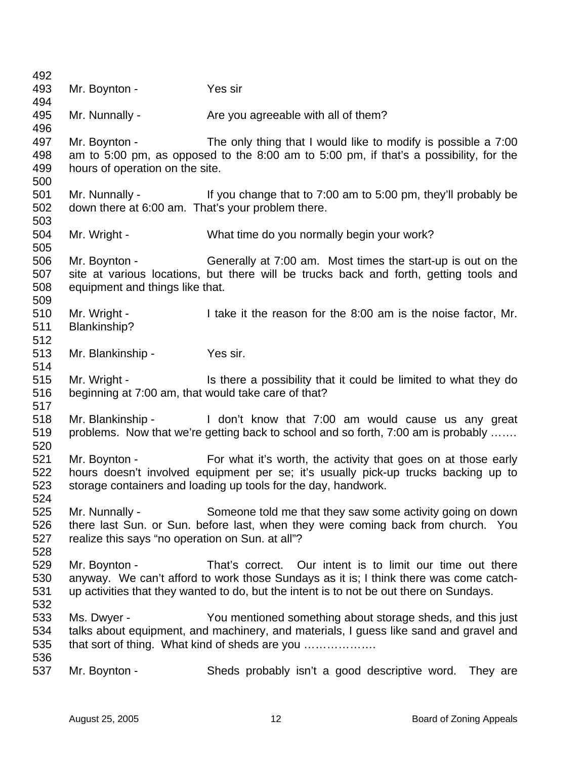Mr. Boynton - Yes sir

Mr. Nunnally - Are you agreeable with all of them?

Mr. Boynton - The only thing that I would like to modify is possible a 7:00 am to 5:00 pm, as opposed to the 8:00 am to 5:00 pm, if that's a possibility, for the hours of operation on the site.

Mr. Nunnally - If you change that to 7:00 am to 5:00 pm, they'll probably be down there at 6:00 am. That's your problem there.

Mr. Wright - What time do you normally begin your work?

Mr. Boynton - Generally at 7:00 am. Most times the start-up is out on the site at various locations, but there will be trucks back and forth, getting tools and equipment and things like that.

Mr. Wright - I take it the reason for the 8:00 am is the noise factor, Mr. Blankinship?

Mr. Blankinship - Yes sir.

Mr. Wright - Is there a possibility that it could be limited to what they do beginning at 7:00 am, that would take care of that?

Mr. Blankinship - I don't know that 7:00 am would cause us any great problems. Now that we're getting back to school and so forth, 7:00 am is probably …….

Mr. Boynton - For what it's worth, the activity that goes on at those early hours doesn't involved equipment per se; it's usually pick-up trucks backing up to storage containers and loading up tools for the day, handwork.

Mr. Nunnally - Someone told me that they saw some activity going on down there last Sun. or Sun. before last, when they were coming back from church. You realize this says "no operation on Sun. at all"?

Mr. Boynton - That's correct. Our intent is to limit our time out there anyway. We can't afford to work those Sundays as it is; I think there was come catch-up activities that they wanted to do, but the intent is to not be out there on Sundays.

Ms. Dwyer - You mentioned something about storage sheds, and this just talks about equipment, and machinery, and materials, I guess like sand and gravel and that sort of thing. What kind of sheds are you ……………….

Mr. Boynton - Sheds probably isn't a good descriptive word. They are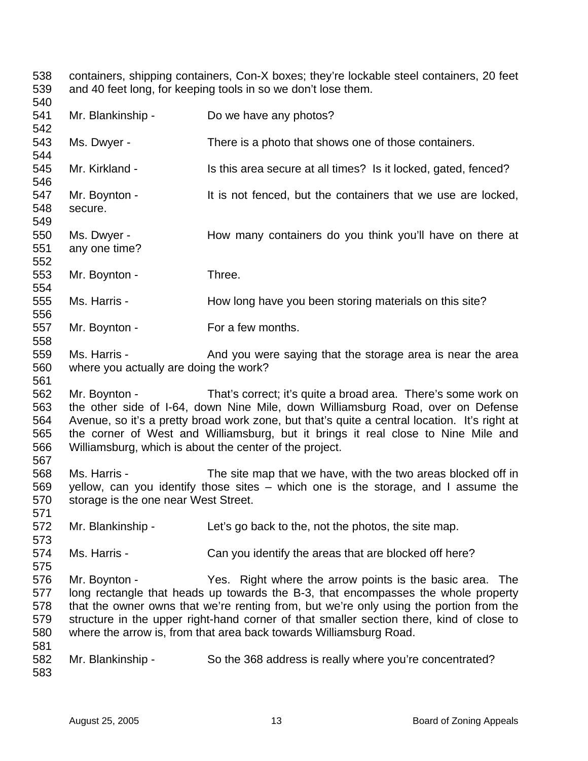containers, shipping containers, Con-X boxes; they're lockable steel containers, 20 feet and 40 feet long, for keeping tools in so we don't lose them.

Mr. Blankinship - Do we have any photos?

Ms. Dwyer - There is a photo that shows one of those containers.

Mr. Kirkland - Is this area secure at all times? Is it locked, gated, fenced?

Mr. Boynton - It is not fenced, but the containers that we use are locked, secure.

Ms. Dwyer - How many containers do you think you'll have on there at any one time?

Mr. Boynton - Three.

Ms. Harris - How long have you been storing materials on this site?

Mr. Boynton - For a few months.

Ms. Harris - And you were saying that the storage area is near the area where you actually are doing the work?

Mr. Boynton - That's correct; it's quite a broad area. There's some work on the other side of I-64, down Nine Mile, down Williamsburg Road, over on Defense Avenue, so it's a pretty broad work zone, but that's quite a central location. It's right at the corner of West and Williamsburg, but it brings it real close to Nine Mile and Williamsburg, which is about the center of the project.

Ms. Harris - The site map that we have, with the two areas blocked off in yellow, can you identify those sites – which one is the storage, and I assume the storage is the one near West Street.

Mr. Blankinship - Let's go back to the, not the photos, the site map.

Ms. Harris - Can you identify the areas that are blocked off here?

Mr. Boynton - Yes. Right where the arrow points is the basic area. The long rectangle that heads up towards the B-3, that encompasses the whole property that the owner owns that we're renting from, but we're only using the portion from the structure in the upper right-hand corner of that smaller section there, kind of close to where the arrow is, from that area back towards Williamsburg Road.

Mr. Blankinship - So the 368 address is really where you're concentrated?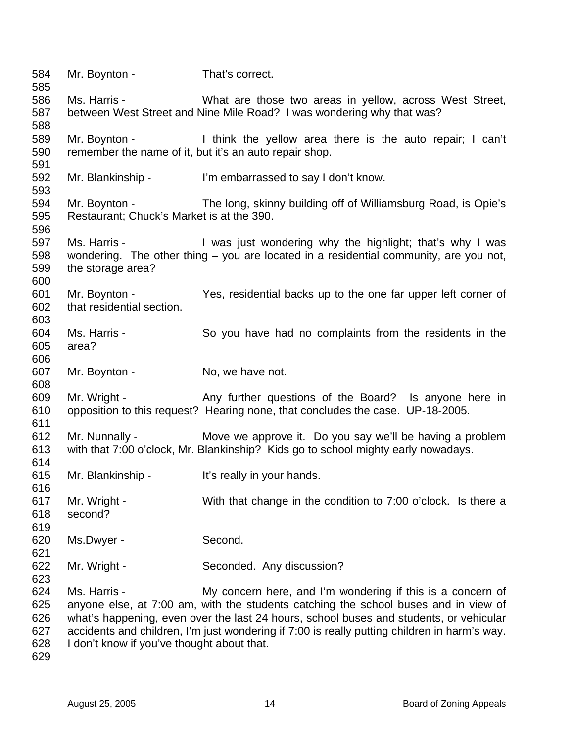584 Mr. Boynton - That's correct.
585
586 Ms. Harris - What are those two areas in yellow, across West Street,
587 between West Street and Nine Mile Road? I was wondering why that was?
588
589 Mr. Boynton - I think the yellow area there is the auto repair; I can't
590 remember the name of it, but it's an auto repair shop.
591
592 Mr. Blankinship - I'm embarrassed to say I don't know.
593
594 Mr. Boynton - The long, skinny building off of Williamsburg Road, is Opie's
595 Restaurant; Chuck's Market is at the 390.
596
597 Ms. Harris - I was just wondering why the highlight; that's why I was
598 wondering. The other thing – you are located in a residential community, are you not,
599 the storage area?
600
601 Mr. Boynton - Yes, residential backs up to the one far upper left corner of
602 that residential section.
603
604 Ms. Harris - So you have had no complaints from the residents in the
605 area?
606
607 Mr. Boynton - No, we have not.
608
609 Mr. Wright - Any further questions of the Board? Is anyone here in
610 opposition to this request? Hearing none, that concludes the case. UP-18-2005.
611
612 Mr. Nunnally - Move we approve it. Do you say we'll be having a problem
613 with that 7:00 o'clock, Mr. Blankinship? Kids go to school mighty early nowadays.
614
615 Mr. Blankinship - It's really in your hands.
616
617 Mr. Wright - With that change in the condition to 7:00 o'clock. Is there a
618 second?
619
620 Ms.Dwyer - Second.
621
622 Mr. Wright - Seconded. Any discussion?
623
624 Ms. Harris - My concern here, and I'm wondering if this is a concern of
625 anyone else, at 7:00 am, with the students catching the school buses and in view of
626 what's happening, even over the last 24 hours, school buses and students, or vehicular
627 accidents and children, I'm just wondering if 7:00 is really putting children in harm's way.
628 I don't know if you've thought about that.
629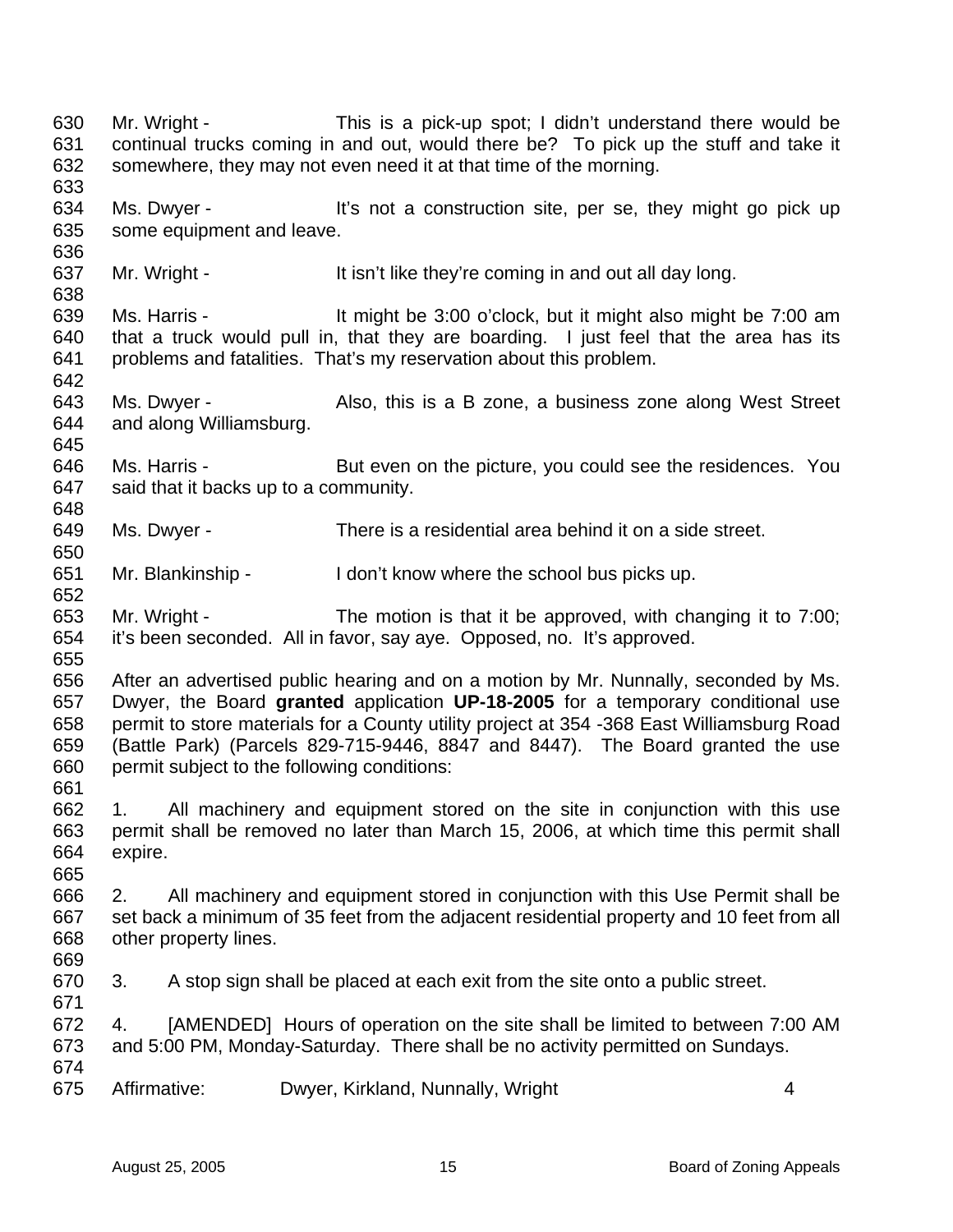Mr. Wright - This is a pick-up spot; I didn't understand there would be continual trucks coming in and out, would there be? To pick up the stuff and take it somewhere, they may not even need it at that time of the morning.

Ms. Dwyer - It's not a construction site, per se, they might go pick up some equipment and leave.

Mr. Wright - It isn't like they're coming in and out all day long.

Ms. Harris - It might be 3:00 o'clock, but it might also might be 7:00 am that a truck would pull in, that they are boarding. I just feel that the area has its problems and fatalities. That's my reservation about this problem.

Ms. Dwyer - Also, this is a B zone, a business zone along West Street and along Williamsburg.

Ms. Harris - But even on the picture, you could see the residences. You said that it backs up to a community.

Ms. Dwyer - There is a residential area behind it on a side street.

Mr. Blankinship - I don't know where the school bus picks up.

Mr. Wright - The motion is that it be approved, with changing it to 7:00; it's been seconded. All in favor, say aye. Opposed, no. It's approved.

After an advertised public hearing and on a motion by Mr. Nunnally, seconded by Ms. Dwyer, the Board **granted** application **UP-18-2005** for a temporary conditional use permit to store materials for a County utility project at 354 -368 East Williamsburg Road (Battle Park) (Parcels 829-715-9446, 8847 and 8447). The Board granted the use permit subject to the following conditions:

1. All machinery and equipment stored on the site in conjunction with this use permit shall be removed no later than March 15, 2006, at which time this permit shall expire.

2. All machinery and equipment stored in conjunction with this Use Permit shall be set back a minimum of 35 feet from the adjacent residential property and 10 feet from all other property lines.

3. A stop sign shall be placed at each exit from the site onto a public street.

4. [AMENDED] Hours of operation on the site shall be limited to between 7:00 AM and 5:00 PM, Monday-Saturday. There shall be no activity permitted on Sundays.

Affirmative: Dwyer, Kirkland, Nunnally, Wright 4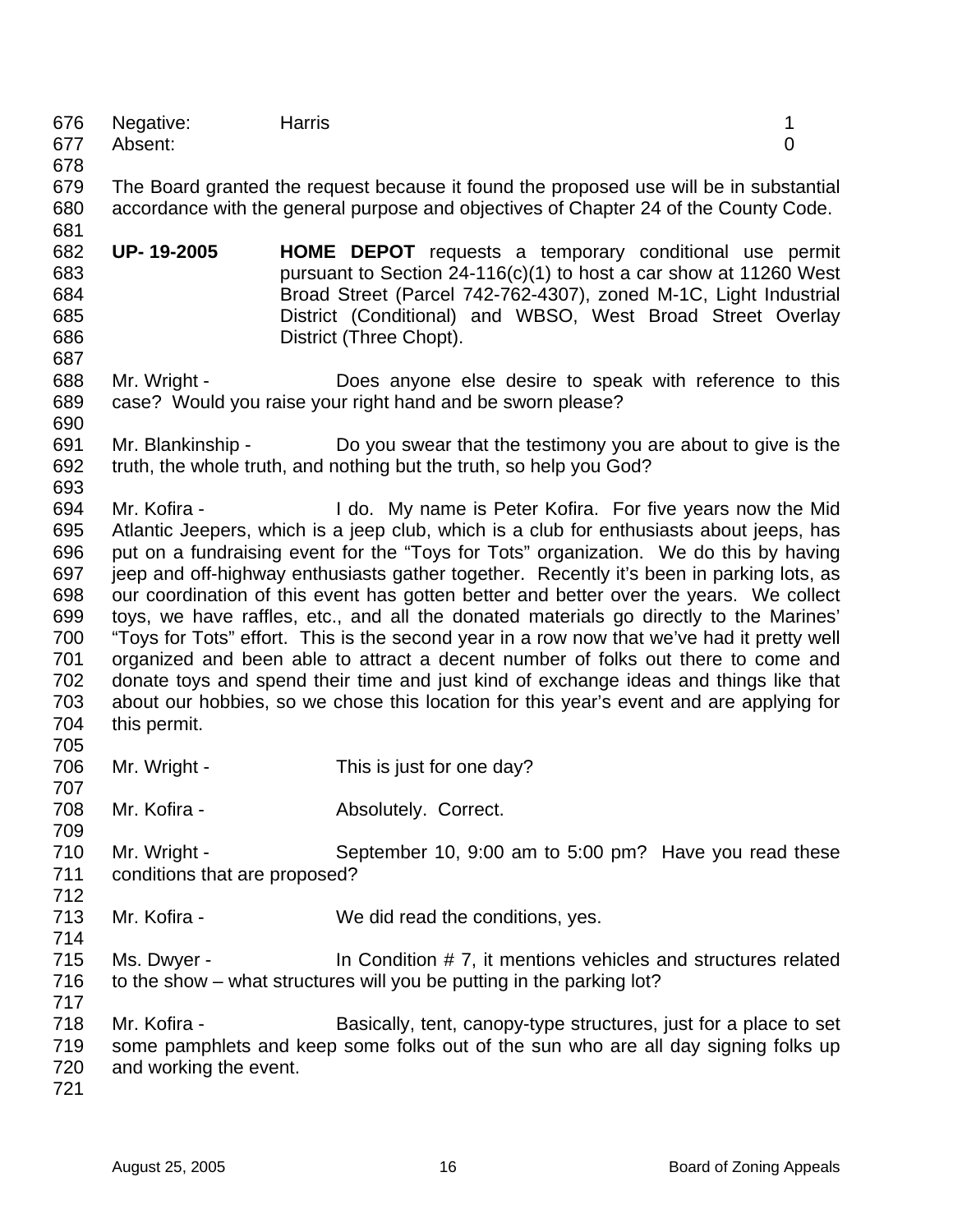Negative: Harris 1
Absent: 0

The Board granted the request because it found the proposed use will be in substantial accordance with the general purpose and objectives of Chapter 24 of the County Code.

**UP- 19-2005** **HOME DEPOT** requests a temporary conditional use permit pursuant to Section 24-116(c)(1) to host a car show at 11260 West Broad Street (Parcel 742-762-4307), zoned M-1C, Light Industrial District (Conditional) and WBSO, West Broad Street Overlay District (Three Chopt).

Mr. Wright - Does anyone else desire to speak with reference to this case? Would you raise your right hand and be sworn please?

Mr. Blankinship - Do you swear that the testimony you are about to give is the truth, the whole truth, and nothing but the truth, so help you God?

Mr. Kofira - I do. My name is Peter Kofira. For five years now the Mid Atlantic Jeepers, which is a jeep club, which is a club for enthusiasts about jeeps, has put on a fundraising event for the "Toys for Tots" organization. We do this by having jeep and off-highway enthusiasts gather together. Recently it's been in parking lots, as our coordination of this event has gotten better and better over the years. We collect toys, we have raffles, etc., and all the donated materials go directly to the Marines' "Toys for Tots" effort. This is the second year in a row now that we've had it pretty well organized and been able to attract a decent number of folks out there to come and donate toys and spend their time and just kind of exchange ideas and things like that about our hobbies, so we chose this location for this year's event and are applying for this permit.

Mr. Wright - This is just for one day?

Mr. Kofira - Absolutely. Correct.

Mr. Wright - September 10, 9:00 am to 5:00 pm? Have you read these conditions that are proposed?

Mr. Kofira - We did read the conditions, yes.

Ms. Dwyer - In Condition # 7, it mentions vehicles and structures related to the show – what structures will you be putting in the parking lot?

Mr. Kofira - Basically, tent, canopy-type structures, just for a place to set some pamphlets and keep some folks out of the sun who are all day signing folks up and working the event.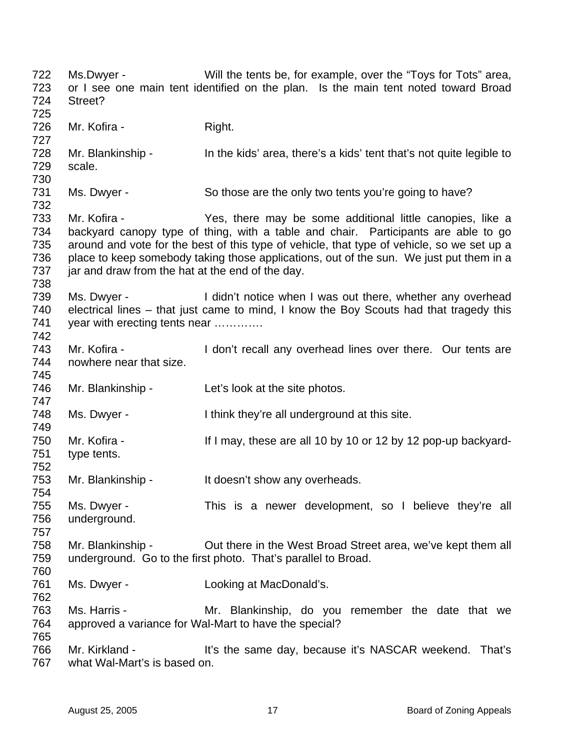Ms.Dwyer - Will the tents be, for example, over the "Toys for Tots" area, or I see one main tent identified on the plan. Is the main tent noted toward Broad Street?

Mr. Kofira - Right.

Mr. Blankinship - In the kids' area, there's a kids' tent that's not quite legible to scale.

Ms. Dwyer - So those are the only two tents you're going to have?

Mr. Kofira - Yes, there may be some additional little canopies, like a backyard canopy type of thing, with a table and chair. Participants are able to go around and vote for the best of this type of vehicle, that type of vehicle, so we set up a place to keep somebody taking those applications, out of the sun. We just put them in a jar and draw from the hat at the end of the day.

Ms. Dwyer - I didn't notice when I was out there, whether any overhead electrical lines – that just came to mind, I know the Boy Scouts had that tragedy this year with erecting tents near ………….

Mr. Kofira - I don't recall any overhead lines over there. Our tents are nowhere near that size.

Mr. Blankinship - Let's look at the site photos.

Ms. Dwyer - I think they're all underground at this site.

Mr. Kofira - If I may, these are all 10 by 10 or 12 by 12 pop-up backyard-type tents.

Mr. Blankinship - It doesn't show any overheads.

Ms. Dwyer - This is a newer development, so I believe they're all underground.

Mr. Blankinship - Out there in the West Broad Street area, we've kept them all underground. Go to the first photo. That's parallel to Broad.

Ms. Dwyer - Looking at MacDonald's.

Ms. Harris - Mr. Blankinship, do you remember the date that we approved a variance for Wal-Mart to have the special?

Mr. Kirkland - It's the same day, because it's NASCAR weekend. That's what Wal-Mart's is based on.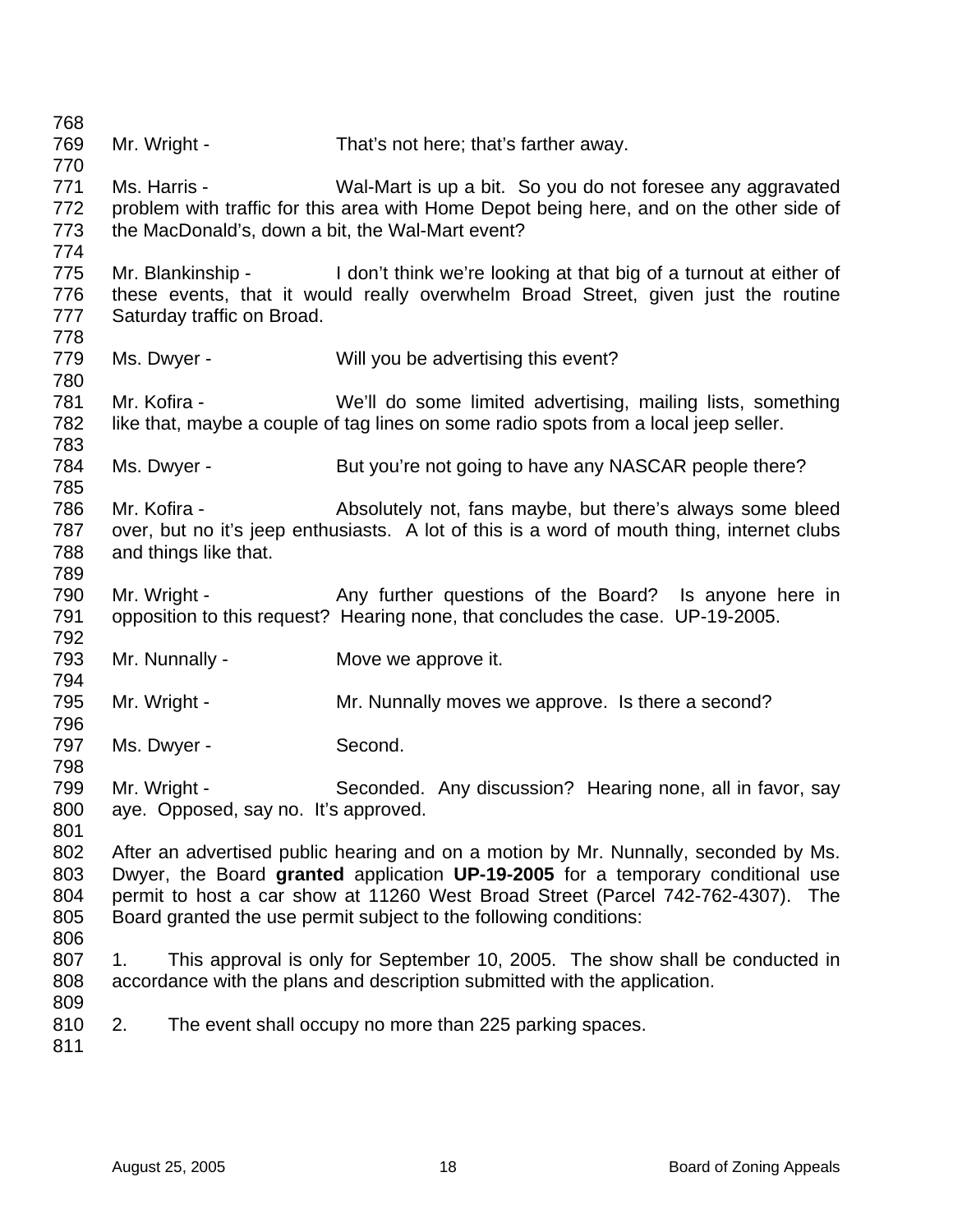Mr. Wright - That's not here; that's farther away.

Ms. Harris - Wal-Mart is up a bit. So you do not foresee any aggravated problem with traffic for this area with Home Depot being here, and on the other side of the MacDonald's, down a bit, the Wal-Mart event?

Mr. Blankinship - I don't think we're looking at that big of a turnout at either of these events, that it would really overwhelm Broad Street, given just the routine Saturday traffic on Broad.

Ms. Dwyer - Will you be advertising this event?

Mr. Kofira - We'll do some limited advertising, mailing lists, something like that, maybe a couple of tag lines on some radio spots from a local jeep seller.

Ms. Dwyer - But you're not going to have any NASCAR people there?

Mr. Kofira - Absolutely not, fans maybe, but there's always some bleed over, but no it's jeep enthusiasts. A lot of this is a word of mouth thing, internet clubs and things like that.

Mr. Wright - Any further questions of the Board? Is anyone here in opposition to this request? Hearing none, that concludes the case. UP-19-2005.

Mr. Nunnally - Move we approve it.

Mr. Wright - Mr. Nunnally moves we approve. Is there a second?

Ms. Dwyer - Second.

Mr. Wright - Seconded. Any discussion? Hearing none, all in favor, say aye. Opposed, say no. It's approved.

After an advertised public hearing and on a motion by Mr. Nunnally, seconded by Ms. Dwyer, the Board **granted** application **UP-19-2005** for a temporary conditional use permit to host a car show at 11260 West Broad Street (Parcel 742-762-4307). The Board granted the use permit subject to the following conditions:

1. This approval is only for September 10, 2005. The show shall be conducted in accordance with the plans and description submitted with the application.

2. The event shall occupy no more than 225 parking spaces.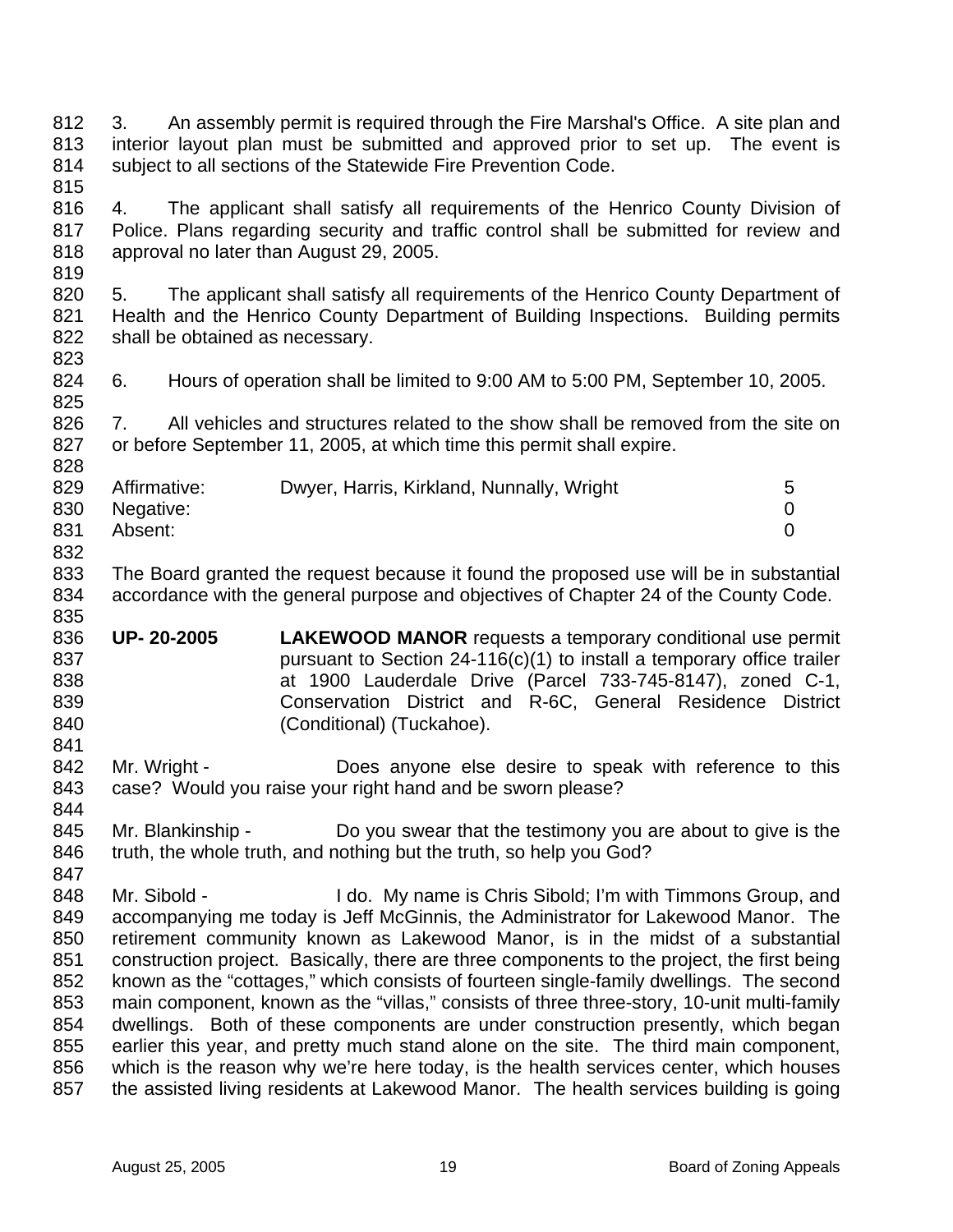3. An assembly permit is required through the Fire Marshal's Office. A site plan and interior layout plan must be submitted and approved prior to set up. The event is subject to all sections of the Statewide Fire Prevention Code.

4. The applicant shall satisfy all requirements of the Henrico County Division of Police. Plans regarding security and traffic control shall be submitted for review and approval no later than August 29, 2005.

5. The applicant shall satisfy all requirements of the Henrico County Department of Health and the Henrico County Department of Building Inspections. Building permits shall be obtained as necessary.

6. Hours of operation shall be limited to 9:00 AM to 5:00 PM, September 10, 2005.

7. All vehicles and structures related to the show shall be removed from the site on or before September 11, 2005, at which time this permit shall expire.

| | | |
|---|---|---|
| Affirmative: | Dwyer, Harris, Kirkland, Nunnally, Wright | 5 |
| Negative: | | 0 |
| Absent: | | 0 |

The Board granted the request because it found the proposed use will be in substantial accordance with the general purpose and objectives of Chapter 24 of the County Code.

**UP- 20-2005** **LAKEWOOD MANOR** requests a temporary conditional use permit pursuant to Section 24-116(c)(1) to install a temporary office trailer at 1900 Lauderdale Drive (Parcel 733-745-8147), zoned C-1, Conservation District and R-6C, General Residence District (Conditional) (Tuckahoe).

Mr. Wright - Does anyone else desire to speak with reference to this case? Would you raise your right hand and be sworn please?

Mr. Blankinship - Do you swear that the testimony you are about to give is the truth, the whole truth, and nothing but the truth, so help you God?

Mr. Sibold - I do. My name is Chris Sibold; I'm with Timmons Group, and accompanying me today is Jeff McGinnis, the Administrator for Lakewood Manor. The retirement community known as Lakewood Manor, is in the midst of a substantial construction project. Basically, there are three components to the project, the first being known as the "cottages," which consists of fourteen single-family dwellings. The second main component, known as the "villas," consists of three three-story, 10-unit multi-family dwellings. Both of these components are under construction presently, which began earlier this year, and pretty much stand alone on the site. The third main component, which is the reason why we're here today, is the health services center, which houses the assisted living residents at Lakewood Manor. The health services building is going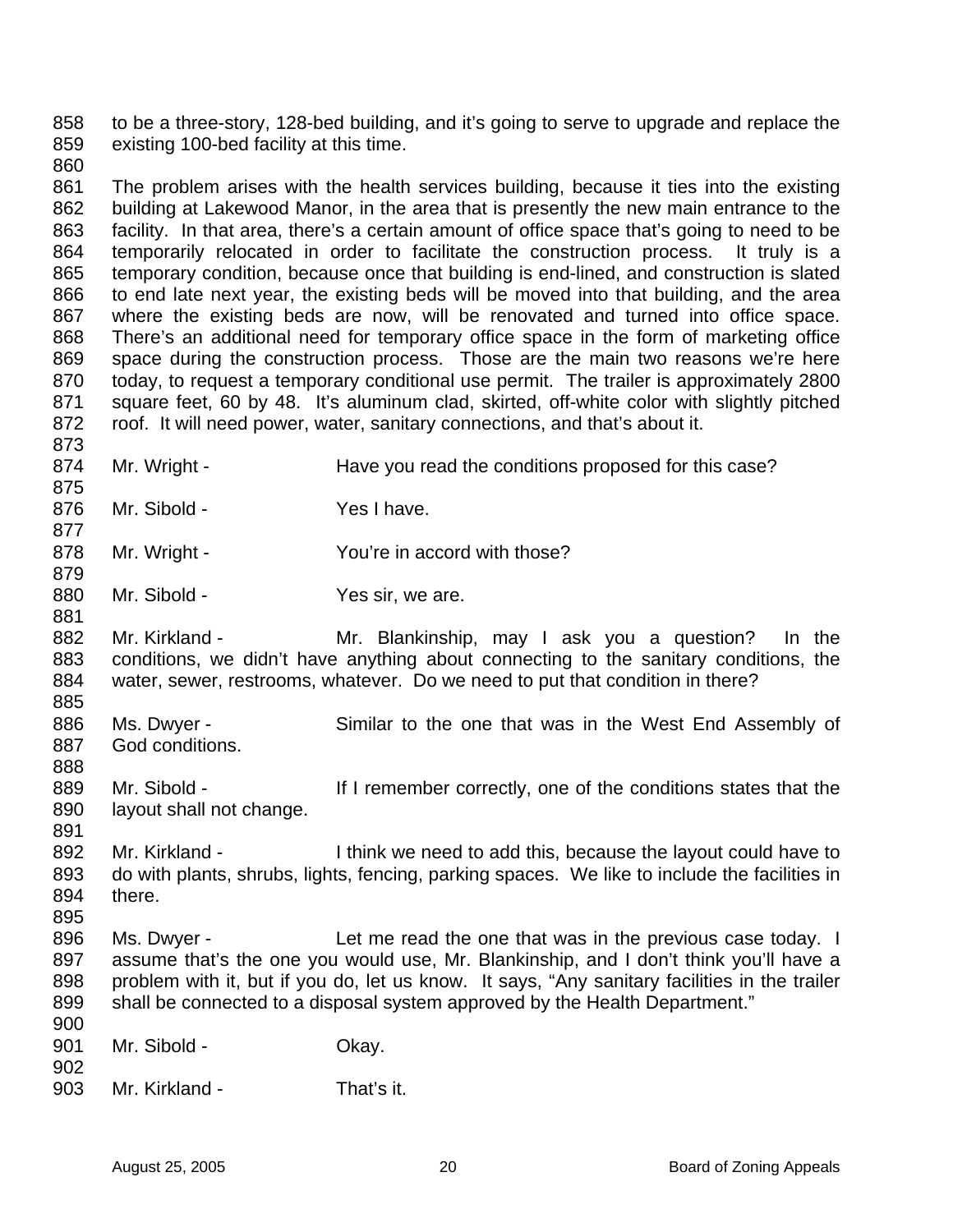to be a three-story, 128-bed building, and it's going to serve to upgrade and replace the existing 100-bed facility at this time.

The problem arises with the health services building, because it ties into the existing building at Lakewood Manor, in the area that is presently the new main entrance to the facility. In that area, there's a certain amount of office space that's going to need to be temporarily relocated in order to facilitate the construction process. It truly is a temporary condition, because once that building is end-lined, and construction is slated to end late next year, the existing beds will be moved into that building, and the area where the existing beds are now, will be renovated and turned into office space. There's an additional need for temporary office space in the form of marketing office space during the construction process. Those are the main two reasons we're here today, to request a temporary conditional use permit. The trailer is approximately 2800 square feet, 60 by 48. It's aluminum clad, skirted, off-white color with slightly pitched roof. It will need power, water, sanitary connections, and that's about it.

Mr. Wright - Have you read the conditions proposed for this case?

Mr. Sibold - Yes I have.

Mr. Wright - You're in accord with those?

Mr. Sibold - Yes sir, we are.

Mr. Kirkland - Mr. Blankinship, may I ask you a question? In the conditions, we didn't have anything about connecting to the sanitary conditions, the water, sewer, restrooms, whatever. Do we need to put that condition in there?

Ms. Dwyer - Similar to the one that was in the West End Assembly of God conditions.

Mr. Sibold - If I remember correctly, one of the conditions states that the layout shall not change.

Mr. Kirkland - I think we need to add this, because the layout could have to do with plants, shrubs, lights, fencing, parking spaces. We like to include the facilities in there.

Ms. Dwyer - Let me read the one that was in the previous case today. I assume that's the one you would use, Mr. Blankinship, and I don't think you'll have a problem with it, but if you do, let us know. It says, "Any sanitary facilities in the trailer shall be connected to a disposal system approved by the Health Department."

Mr. Sibold - Okay.

Mr. Kirkland - That's it.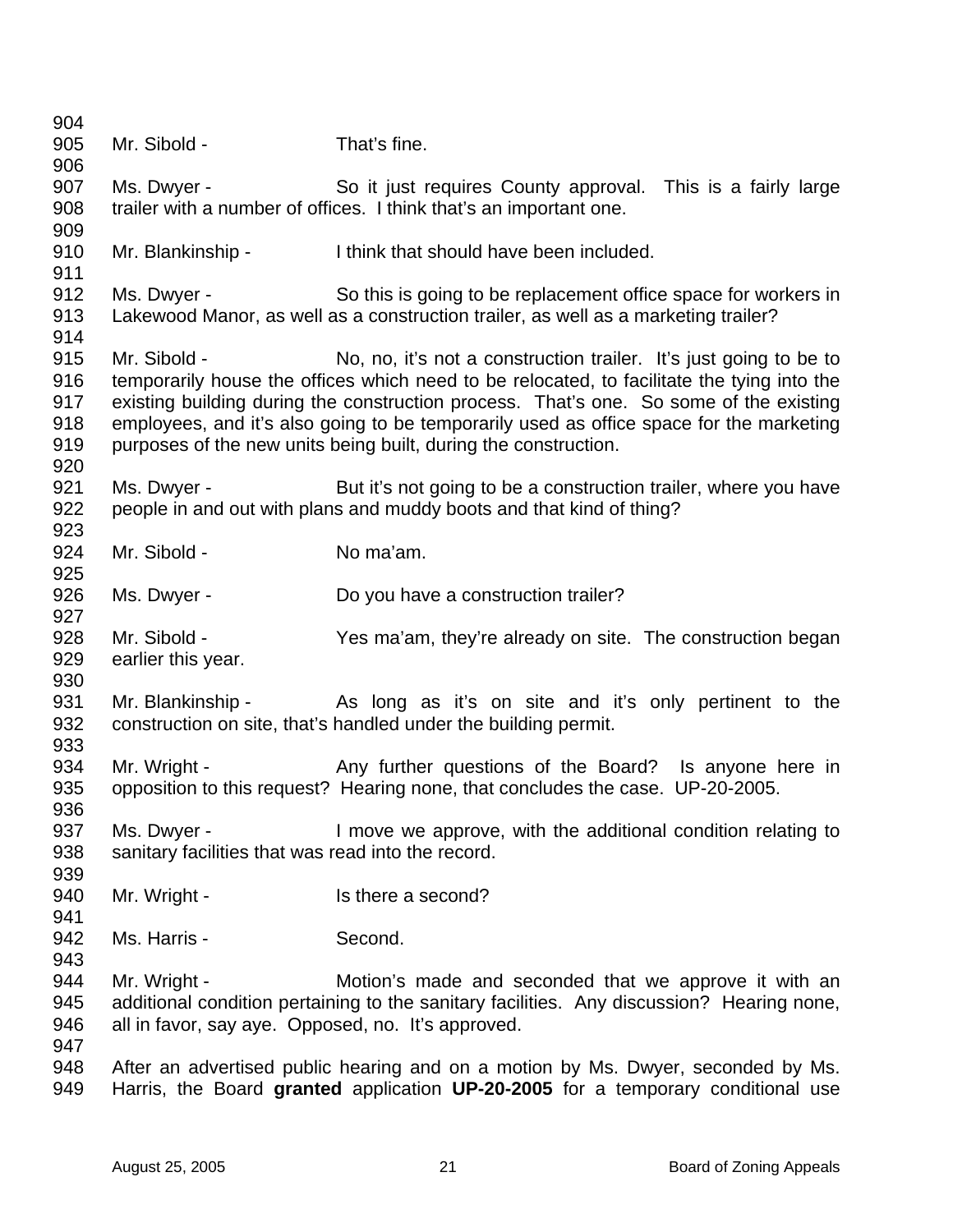904
905 Mr. Sibold - That's fine.
906
907 Ms. Dwyer - So it just requires County approval. This is a fairly large
908 trailer with a number of offices. I think that's an important one.
909
910 Mr. Blankinship - I think that should have been included.
911
912 Ms. Dwyer - So this is going to be replacement office space for workers in
913 Lakewood Manor, as well as a construction trailer, as well as a marketing trailer?
914
915 Mr. Sibold - No, no, it's not a construction trailer. It's just going to be to
916 temporarily house the offices which need to be relocated, to facilitate the tying into the
917 existing building during the construction process. That's one. So some of the existing
918 employees, and it's also going to be temporarily used as office space for the marketing
919 purposes of the new units being built, during the construction.
920
921 Ms. Dwyer - But it's not going to be a construction trailer, where you have
922 people in and out with plans and muddy boots and that kind of thing?
923
924 Mr. Sibold - No ma'am.
925
926 Ms. Dwyer - Do you have a construction trailer?
927
928 Mr. Sibold - Yes ma'am, they're already on site. The construction began
929 earlier this year.
930
931 Mr. Blankinship - As long as it's on site and it's only pertinent to the
932 construction on site, that's handled under the building permit.
933
934 Mr. Wright - Any further questions of the Board? Is anyone here in
935 opposition to this request? Hearing none, that concludes the case. UP-20-2005.
936
937 Ms. Dwyer - I move we approve, with the additional condition relating to
938 sanitary facilities that was read into the record.
939
940 Mr. Wright - Is there a second?
941
942 Ms. Harris - Second.
943
944 Mr. Wright - Motion's made and seconded that we approve it with an
945 additional condition pertaining to the sanitary facilities. Any discussion? Hearing none,
946 all in favor, say aye. Opposed, no. It's approved.
947
948 After an advertised public hearing and on a motion by Ms. Dwyer, seconded by Ms.
949 Harris, the Board **granted** application **UP-20-2005** for a temporary conditional use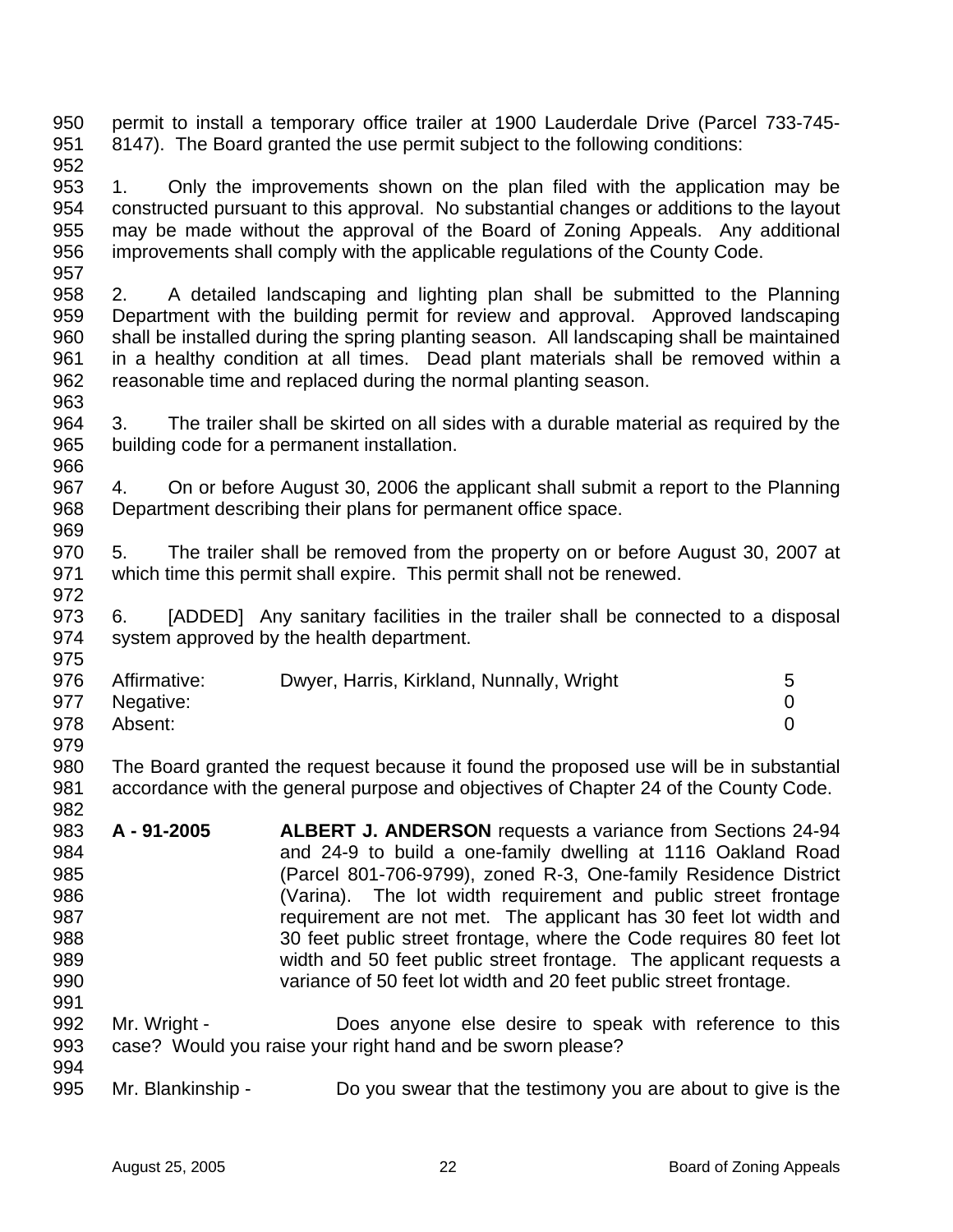permit to install a temporary office trailer at 1900 Lauderdale Drive (Parcel 733-745-8147). The Board granted the use permit subject to the following conditions:

1. Only the improvements shown on the plan filed with the application may be constructed pursuant to this approval. No substantial changes or additions to the layout may be made without the approval of the Board of Zoning Appeals. Any additional improvements shall comply with the applicable regulations of the County Code.

2. A detailed landscaping and lighting plan shall be submitted to the Planning Department with the building permit for review and approval. Approved landscaping shall be installed during the spring planting season. All landscaping shall be maintained in a healthy condition at all times. Dead plant materials shall be removed within a reasonable time and replaced during the normal planting season.

3. The trailer shall be skirted on all sides with a durable material as required by the building code for a permanent installation.

4. On or before August 30, 2006 the applicant shall submit a report to the Planning Department describing their plans for permanent office space.

5. The trailer shall be removed from the property on or before August 30, 2007 at which time this permit shall expire. This permit shall not be renewed.

6. [ADDED] Any sanitary facilities in the trailer shall be connected to a disposal system approved by the health department.

| | | |
|---|---|---|
| Affirmative: | Dwyer, Harris, Kirkland, Nunnally, Wright | 5 |
| Negative: | | 0 |
| Absent: | | 0 |

The Board granted the request because it found the proposed use will be in substantial accordance with the general purpose and objectives of Chapter 24 of the County Code.

**A - 91-2005** **ALBERT J. ANDERSON** requests a variance from Sections 24-94 and 24-9 to build a one-family dwelling at 1116 Oakland Road (Parcel 801-706-9799), zoned R-3, One-family Residence District (Varina). The lot width requirement and public street frontage requirement are not met. The applicant has 30 feet lot width and 30 feet public street frontage, where the Code requires 80 feet lot width and 50 feet public street frontage. The applicant requests a variance of 50 feet lot width and 20 feet public street frontage.

Mr. Wright - Does anyone else desire to speak with reference to this case? Would you raise your right hand and be sworn please?

Mr. Blankinship - Do you swear that the testimony you are about to give is the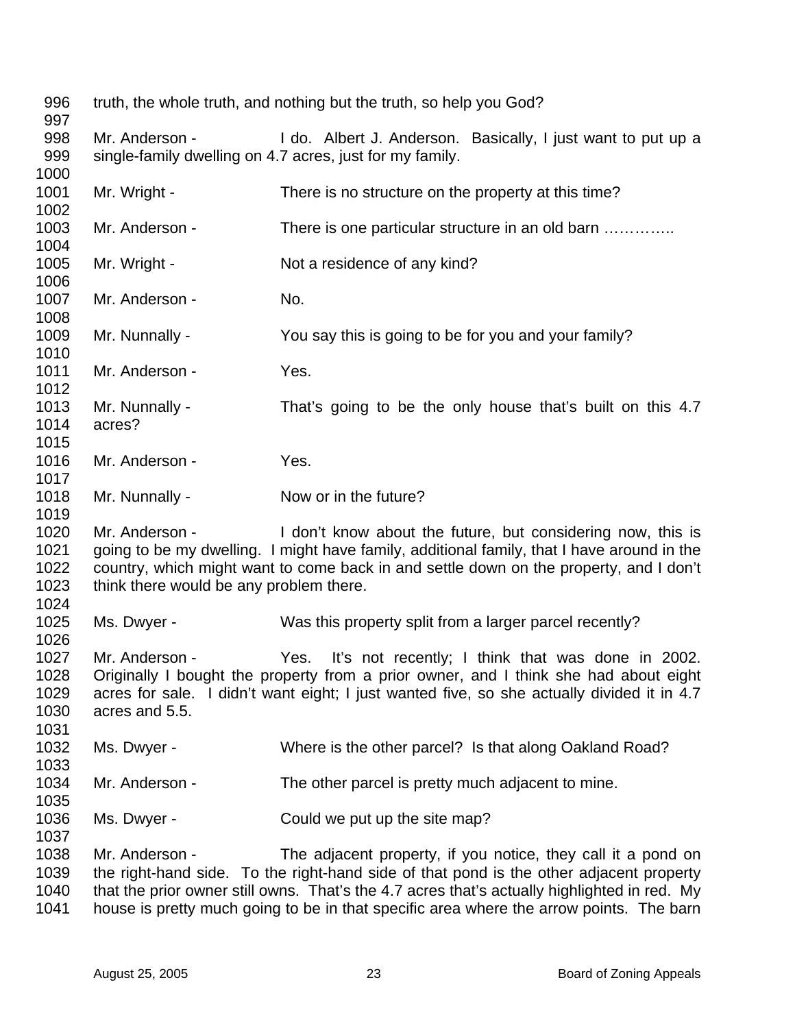truth, the whole truth, and nothing but the truth, so help you God?

Mr. Anderson - I do. Albert J. Anderson. Basically, I just want to put up a single-family dwelling on 4.7 acres, just for my family.

Mr. Wright - There is no structure on the property at this time?

Mr. Anderson - There is one particular structure in an old barn …………..

Mr. Wright - Not a residence of any kind?

Mr. Anderson - No.

Mr. Nunnally - You say this is going to be for you and your family?

Mr. Anderson - Yes.

Mr. Nunnally - That's going to be the only house that's built on this 4.7 acres?

Mr. Anderson - Yes.

Mr. Nunnally - Now or in the future?

Mr. Anderson - I don't know about the future, but considering now, this is going to be my dwelling. I might have family, additional family, that I have around in the country, which might want to come back in and settle down on the property, and I don't think there would be any problem there.

Ms. Dwyer - Was this property split from a larger parcel recently?

Mr. Anderson - Yes. It's not recently; I think that was done in 2002. Originally I bought the property from a prior owner, and I think she had about eight acres for sale. I didn't want eight; I just wanted five, so she actually divided it in 4.7 acres and 5.5.

Ms. Dwyer - Where is the other parcel? Is that along Oakland Road?

Mr. Anderson - The other parcel is pretty much adjacent to mine.

Ms. Dwyer - Could we put up the site map?

Mr. Anderson - The adjacent property, if you notice, they call it a pond on the right-hand side. To the right-hand side of that pond is the other adjacent property that the prior owner still owns. That's the 4.7 acres that's actually highlighted in red. My house is pretty much going to be in that specific area where the arrow points. The barn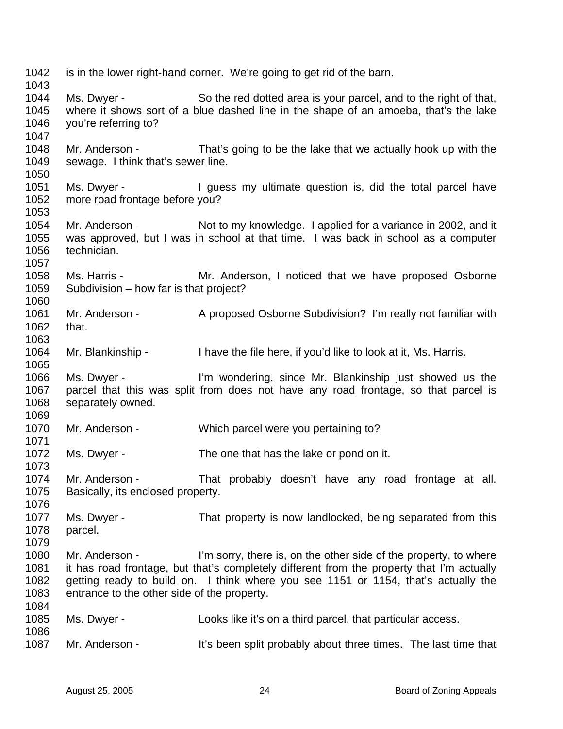is in the lower right-hand corner. We're going to get rid of the barn.

Ms. Dwyer - So the red dotted area is your parcel, and to the right of that, where it shows sort of a blue dashed line in the shape of an amoeba, that's the lake you're referring to?

Mr. Anderson - That's going to be the lake that we actually hook up with the sewage. I think that's sewer line.

Ms. Dwyer - I guess my ultimate question is, did the total parcel have more road frontage before you?

Mr. Anderson - Not to my knowledge. I applied for a variance in 2002, and it was approved, but I was in school at that time. I was back in school as a computer technician.

Ms. Harris - Mr. Anderson, I noticed that we have proposed Osborne Subdivision – how far is that project?

Mr. Anderson - A proposed Osborne Subdivision? I'm really not familiar with that.

Mr. Blankinship - I have the file here, if you'd like to look at it, Ms. Harris.

Ms. Dwyer - I'm wondering, since Mr. Blankinship just showed us the parcel that this was split from does not have any road frontage, so that parcel is separately owned.

Mr. Anderson - Which parcel were you pertaining to?

Ms. Dwyer - The one that has the lake or pond on it.

Mr. Anderson - That probably doesn't have any road frontage at all. Basically, its enclosed property.

Ms. Dwyer - That property is now landlocked, being separated from this parcel.

Mr. Anderson - I'm sorry, there is, on the other side of the property, to where it has road frontage, but that's completely different from the property that I'm actually getting ready to build on. I think where you see 1151 or 1154, that's actually the entrance to the other side of the property.

Ms. Dwyer - Looks like it's on a third parcel, that particular access.

Mr. Anderson - It's been split probably about three times. The last time that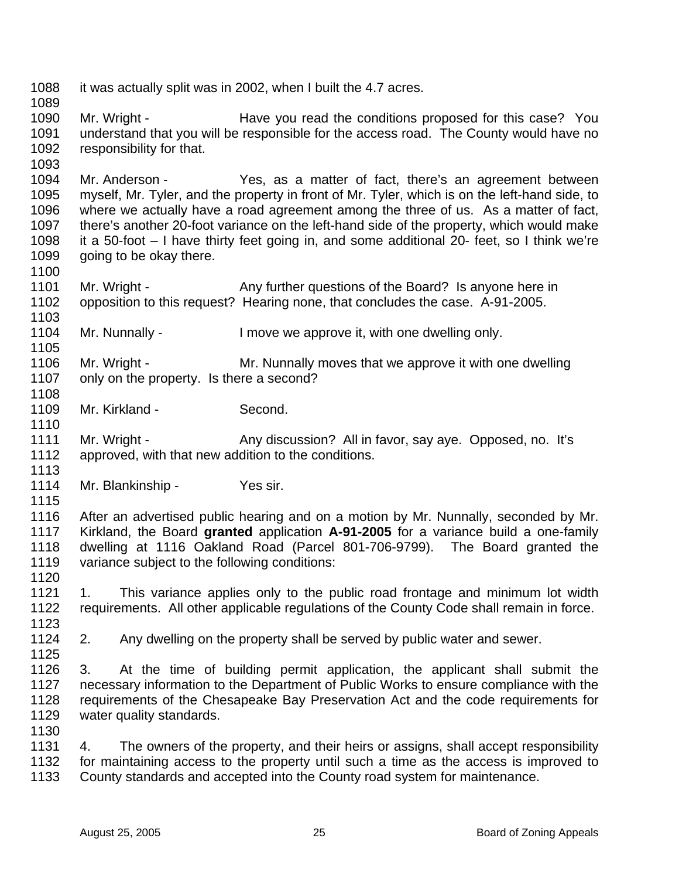it was actually split was in 2002, when I built the 4.7 acres.

Mr. Wright - Have you read the conditions proposed for this case? You understand that you will be responsible for the access road. The County would have no responsibility for that.

Mr. Anderson - Yes, as a matter of fact, there's an agreement between myself, Mr. Tyler, and the property in front of Mr. Tyler, which is on the left-hand side, to where we actually have a road agreement among the three of us. As a matter of fact, there's another 20-foot variance on the left-hand side of the property, which would make it a 50-foot – I have thirty feet going in, and some additional 20- feet, so I think we're going to be okay there.

Mr. Wright - Any further questions of the Board? Is anyone here in opposition to this request? Hearing none, that concludes the case. A-91-2005.

Mr. Nunnally - I move we approve it, with one dwelling only.

Mr. Wright - Mr. Nunnally moves that we approve it with one dwelling only on the property. Is there a second?

Mr. Kirkland - Second.

Mr. Wright - Any discussion? All in favor, say aye. Opposed, no. It's approved, with that new addition to the conditions.

Mr. Blankinship - Yes sir.

After an advertised public hearing and on a motion by Mr. Nunnally, seconded by Mr. Kirkland, the Board **granted** application **A-91-2005** for a variance build a one-family dwelling at 1116 Oakland Road (Parcel 801-706-9799). The Board granted the variance subject to the following conditions:

1. This variance applies only to the public road frontage and minimum lot width requirements. All other applicable regulations of the County Code shall remain in force.

2. Any dwelling on the property shall be served by public water and sewer.

3. At the time of building permit application, the applicant shall submit the necessary information to the Department of Public Works to ensure compliance with the requirements of the Chesapeake Bay Preservation Act and the code requirements for water quality standards.

4. The owners of the property, and their heirs or assigns, shall accept responsibility for maintaining access to the property until such a time as the access is improved to County standards and accepted into the County road system for maintenance.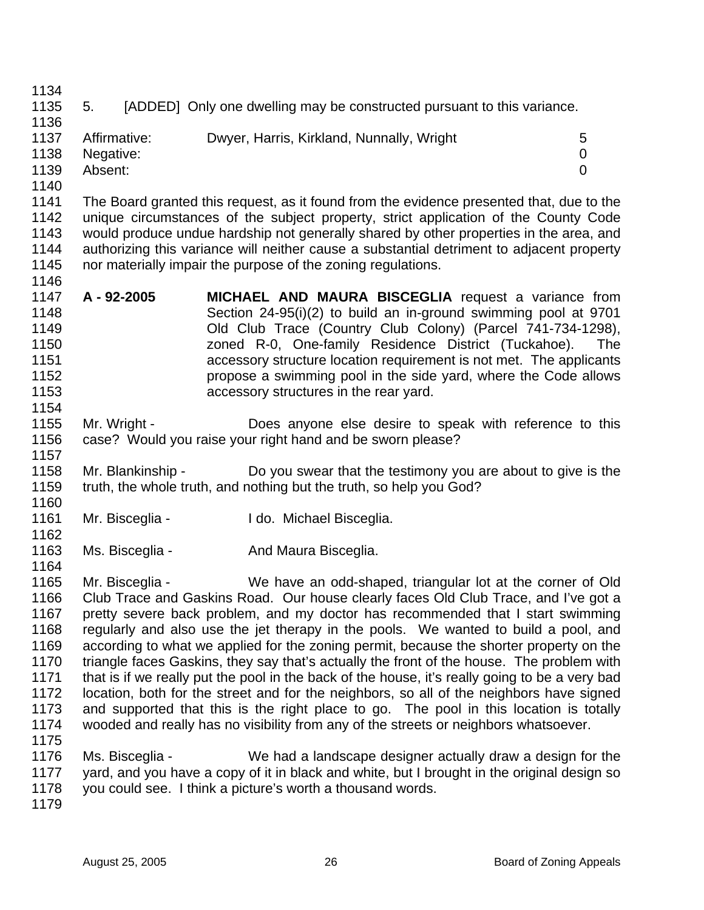5. [ADDED] Only one dwelling may be constructed pursuant to this variance.

| | | |
|---|---|---|
| Affirmative: | Dwyer, Harris, Kirkland, Nunnally, Wright | 5 |
| Negative: | | 0 |
| Absent: | | 0 |

The Board granted this request, as it found from the evidence presented that, due to the unique circumstances of the subject property, strict application of the County Code would produce undue hardship not generally shared by other properties in the area, and authorizing this variance will neither cause a substantial detriment to adjacent property nor materially impair the purpose of the zoning regulations.

**A - 92-2005** **MICHAEL AND MAURA BISCEGLIA** request a variance from Section 24-95(i)(2) to build an in-ground swimming pool at 9701 Old Club Trace (Country Club Colony) (Parcel 741-734-1298), zoned R-0, One-family Residence District (Tuckahoe). The accessory structure location requirement is not met. The applicants propose a swimming pool in the side yard, where the Code allows accessory structures in the rear yard.

Mr. Wright - Does anyone else desire to speak with reference to this case? Would you raise your right hand and be sworn please?

Mr. Blankinship - Do you swear that the testimony you are about to give is the truth, the whole truth, and nothing but the truth, so help you God?

Mr. Bisceglia - I do. Michael Bisceglia.

Ms. Bisceglia - And Maura Bisceglia.

Mr. Bisceglia - We have an odd-shaped, triangular lot at the corner of Old Club Trace and Gaskins Road. Our house clearly faces Old Club Trace, and I've got a pretty severe back problem, and my doctor has recommended that I start swimming regularly and also use the jet therapy in the pools. We wanted to build a pool, and according to what we applied for the zoning permit, because the shorter property on the triangle faces Gaskins, they say that's actually the front of the house. The problem with that is if we really put the pool in the back of the house, it's really going to be a very bad location, both for the street and for the neighbors, so all of the neighbors have signed and supported that this is the right place to go. The pool in this location is totally wooded and really has no visibility from any of the streets or neighbors whatsoever.

Ms. Bisceglia - We had a landscape designer actually draw a design for the yard, and you have a copy of it in black and white, but I brought in the original design so you could see. I think a picture's worth a thousand words.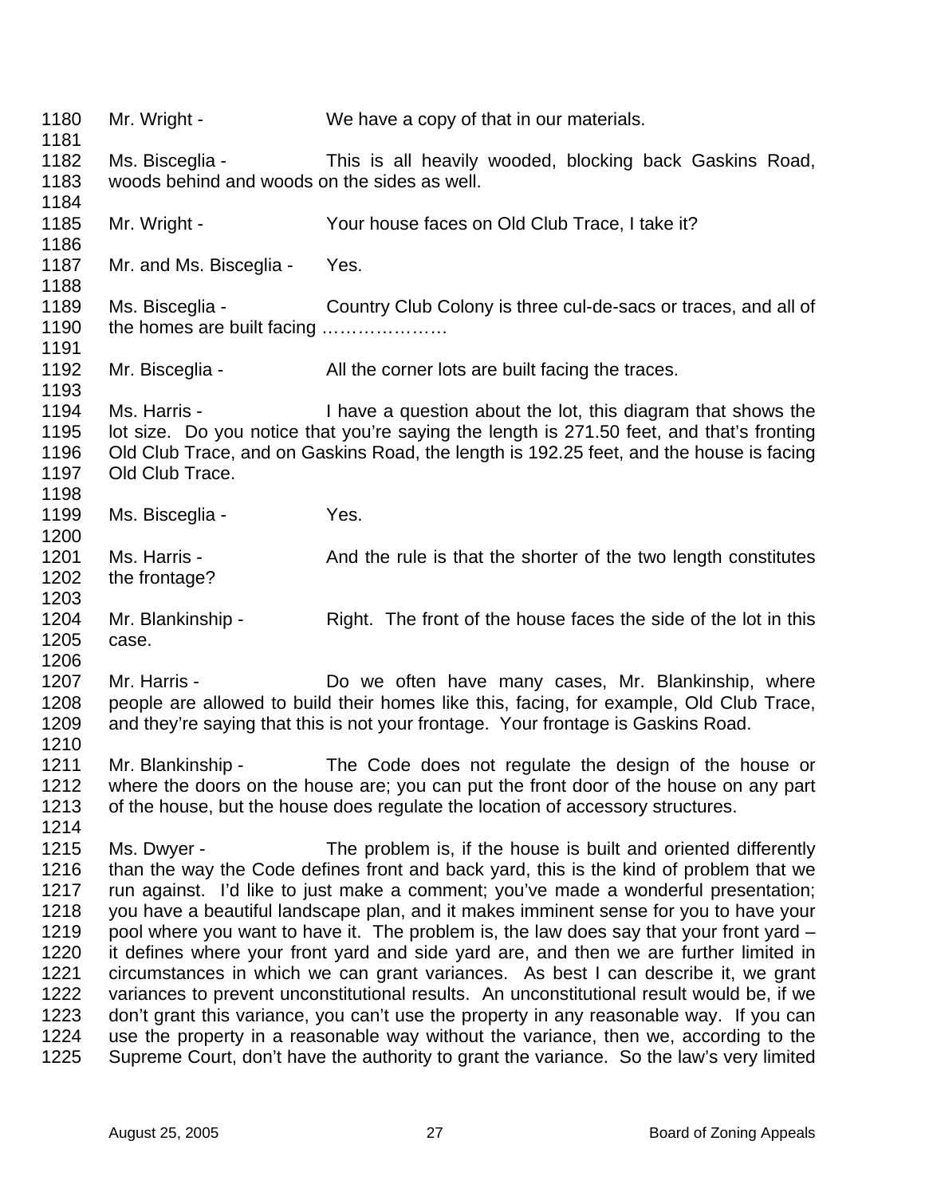Mr. Wright - We have a copy of that in our materials.

Ms. Bisceglia - This is all heavily wooded, blocking back Gaskins Road, woods behind and woods on the sides as well.

Mr. Wright - Your house faces on Old Club Trace, I take it?

Mr. and Ms. Bisceglia - Yes.

Ms. Bisceglia - Country Club Colony is three cul-de-sacs or traces, and all of the homes are built facing …………………

Mr. Bisceglia - All the corner lots are built facing the traces.

Ms. Harris - I have a question about the lot, this diagram that shows the lot size. Do you notice that you're saying the length is 271.50 feet, and that's fronting Old Club Trace, and on Gaskins Road, the length is 192.25 feet, and the house is facing Old Club Trace.

Ms. Bisceglia - Yes.

Ms. Harris - And the rule is that the shorter of the two length constitutes the frontage?

Mr. Blankinship - Right. The front of the house faces the side of the lot in this case.

Mr. Harris - Do we often have many cases, Mr. Blankinship, where people are allowed to build their homes like this, facing, for example, Old Club Trace, and they're saying that this is not your frontage. Your frontage is Gaskins Road.

Mr. Blankinship - The Code does not regulate the design of the house or where the doors on the house are; you can put the front door of the house on any part of the house, but the house does regulate the location of accessory structures.

Ms. Dwyer - The problem is, if the house is built and oriented differently than the way the Code defines front and back yard, this is the kind of problem that we run against. I'd like to just make a comment; you've made a wonderful presentation; you have a beautiful landscape plan, and it makes imminent sense for you to have your pool where you want to have it. The problem is, the law does say that your front yard – it defines where your front yard and side yard are, and then we are further limited in circumstances in which we can grant variances. As best I can describe it, we grant variances to prevent unconstitutional results. An unconstitutional result would be, if we don't grant this variance, you can't use the property in any reasonable way. If you can use the property in a reasonable way without the variance, then we, according to the Supreme Court, don't have the authority to grant the variance. So the law's very limited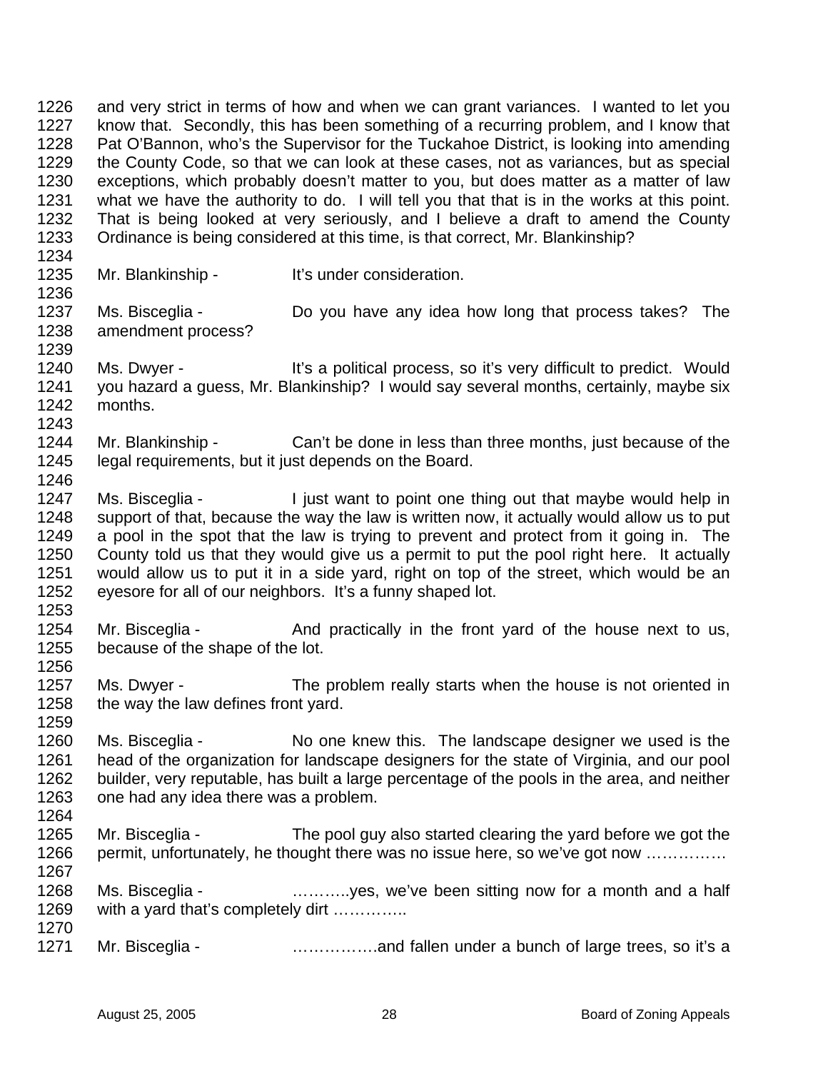1226 and very strict in terms of how and when we can grant variances. I wanted to let you
1227 know that. Secondly, this has been something of a recurring problem, and I know that
1228 Pat O'Bannon, who's the Supervisor for the Tuckahoe District, is looking into amending
1229 the County Code, so that we can look at these cases, not as variances, but as special
1230 exceptions, which probably doesn't matter to you, but does matter as a matter of law
1231 what we have the authority to do. I will tell you that that is in the works at this point.
1232 That is being looked at very seriously, and I believe a draft to amend the County
1233 Ordinance is being considered at this time, is that correct, Mr. Blankinship?
1234
1235 Mr. Blankinship - It's under consideration.
1236
1237 Ms. Bisceglia - Do you have any idea how long that process takes? The
1238 amendment process?
1239
1240 Ms. Dwyer - It's a political process, so it's very difficult to predict. Would
1241 you hazard a guess, Mr. Blankinship? I would say several months, certainly, maybe six
1242 months.
1243
1244 Mr. Blankinship - Can't be done in less than three months, just because of the
1245 legal requirements, but it just depends on the Board.
1246
1247 Ms. Bisceglia - I just want to point one thing out that maybe would help in
1248 support of that, because the way the law is written now, it actually would allow us to put
1249 a pool in the spot that the law is trying to prevent and protect from it going in. The
1250 County told us that they would give us a permit to put the pool right here. It actually
1251 would allow us to put it in a side yard, right on top of the street, which would be an
1252 eyesore for all of our neighbors. It's a funny shaped lot.
1253
1254 Mr. Bisceglia - And practically in the front yard of the house next to us,
1255 because of the shape of the lot.
1256
1257 Ms. Dwyer - The problem really starts when the house is not oriented in
1258 the way the law defines front yard.
1259
1260 Ms. Bisceglia - No one knew this. The landscape designer we used is the
1261 head of the organization for landscape designers for the state of Virginia, and our pool
1262 builder, very reputable, has built a large percentage of the pools in the area, and neither
1263 one had any idea there was a problem.
1264
1265 Mr. Bisceglia - The pool guy also started clearing the yard before we got the
1266 permit, unfortunately, he thought there was no issue here, so we've got now ……………
1267
1268 Ms. Bisceglia - ………..yes, we've been sitting now for a month and a half
1269 with a yard that's completely dirt …………..
1270
1271 Mr. Bisceglia - …………….and fallen under a bunch of large trees, so it's a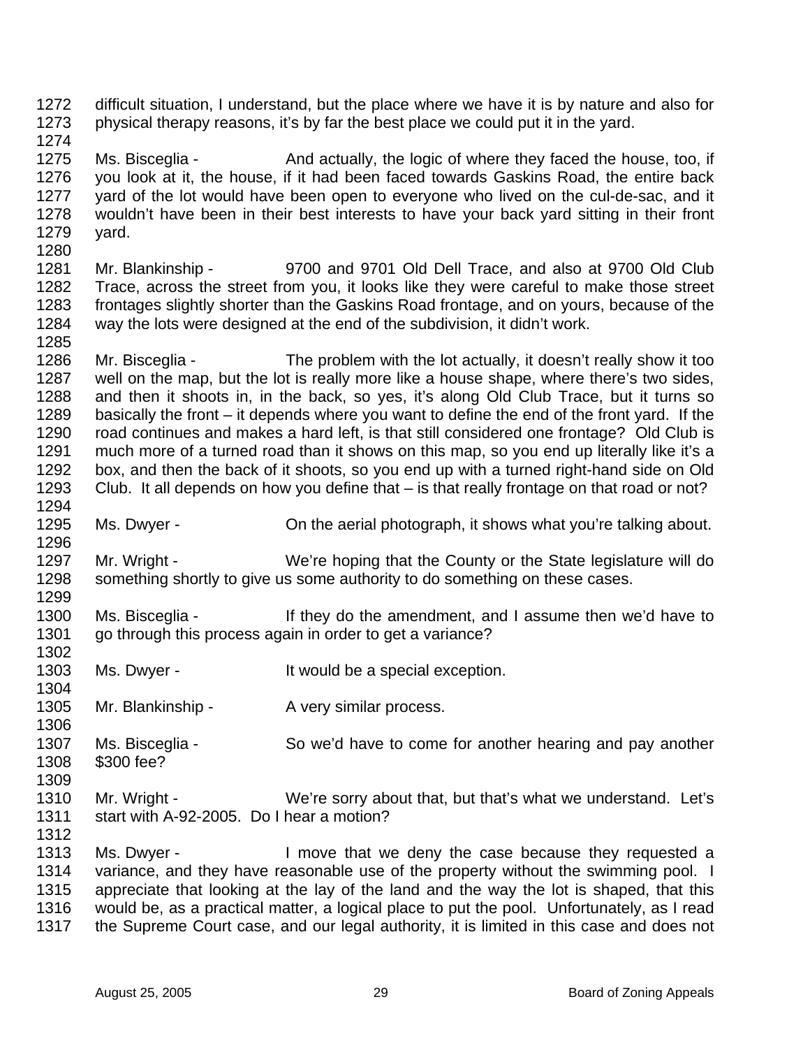1272 difficult situation, I understand, but the place where we have it is by nature and also for
1273 physical therapy reasons, it's by far the best place we could put it in the yard.
1274
1275 Ms. Bisceglia - And actually, the logic of where they faced the house, too, if
1276 you look at it, the house, if it had been faced towards Gaskins Road, the entire back
1277 yard of the lot would have been open to everyone who lived on the cul-de-sac, and it
1278 wouldn't have been in their best interests to have your back yard sitting in their front
1279 yard.
1280
1281 Mr. Blankinship - 9700 and 9701 Old Dell Trace, and also at 9700 Old Club
1282 Trace, across the street from you, it looks like they were careful to make those street
1283 frontages slightly shorter than the Gaskins Road frontage, and on yours, because of the
1284 way the lots were designed at the end of the subdivision, it didn't work.
1285
1286 Mr. Bisceglia - The problem with the lot actually, it doesn't really show it too
1287 well on the map, but the lot is really more like a house shape, where there's two sides,
1288 and then it shoots in, in the back, so yes, it's along Old Club Trace, but it turns so
1289 basically the front – it depends where you want to define the end of the front yard. If the
1290 road continues and makes a hard left, is that still considered one frontage? Old Club is
1291 much more of a turned road than it shows on this map, so you end up literally like it's a
1292 box, and then the back of it shoots, so you end up with a turned right-hand side on Old
1293 Club. It all depends on how you define that – is that really frontage on that road or not?
1294
1295 Ms. Dwyer - On the aerial photograph, it shows what you're talking about.
1296
1297 Mr. Wright - We're hoping that the County or the State legislature will do
1298 something shortly to give us some authority to do something on these cases.
1299
1300 Ms. Bisceglia - If they do the amendment, and I assume then we'd have to
1301 go through this process again in order to get a variance?
1302
1303 Ms. Dwyer - It would be a special exception.
1304
1305 Mr. Blankinship - A very similar process.
1306
1307 Ms. Bisceglia - So we'd have to come for another hearing and pay another
1308 $300 fee?
1309
1310 Mr. Wright - We're sorry about that, but that's what we understand. Let's
1311 start with A-92-2005. Do I hear a motion?
1312
1313 Ms. Dwyer - I move that we deny the case because they requested a
1314 variance, and they have reasonable use of the property without the swimming pool. I
1315 appreciate that looking at the lay of the land and the way the lot is shaped, that this
1316 would be, as a practical matter, a logical place to put the pool. Unfortunately, as I read
1317 the Supreme Court case, and our legal authority, it is limited in this case and does not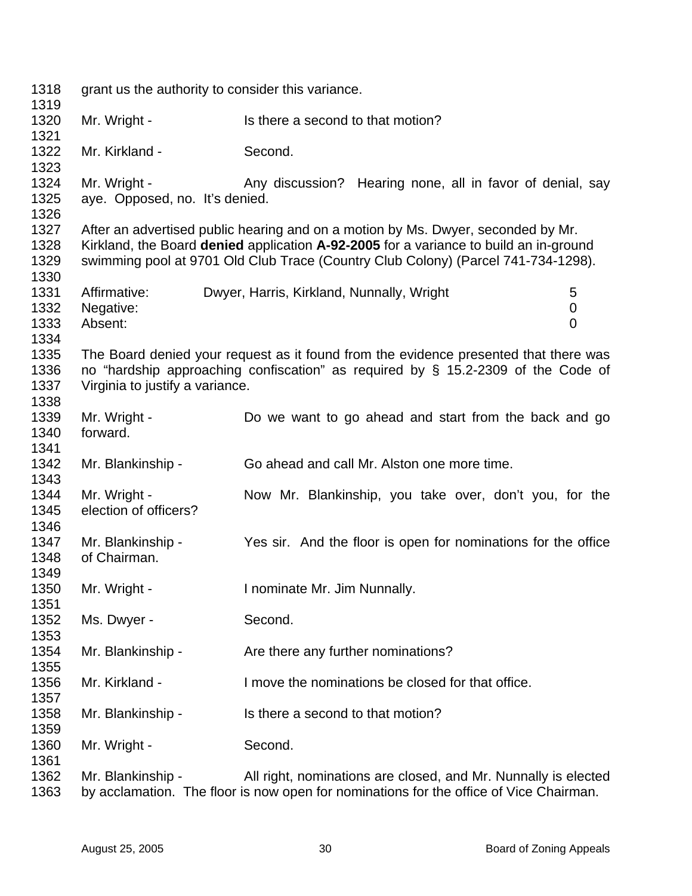grant us the authority to consider this variance.

Mr. Wright - Is there a second to that motion?

Mr. Kirkland - Second.

Mr. Wright - Any discussion? Hearing none, all in favor of denial, say aye. Opposed, no. It's denied.

After an advertised public hearing and on a motion by Ms. Dwyer, seconded by Mr. Kirkland, the Board **denied** application **A-92-2005** for a variance to build an in-ground swimming pool at 9701 Old Club Trace (Country Club Colony) (Parcel 741-734-1298).

| | | |
|---|---|---|
| Affirmative: | Dwyer, Harris, Kirkland, Nunnally, Wright | 5 |
| Negative: | | 0 |
| Absent: | | 0 |

The Board denied your request as it found from the evidence presented that there was no "hardship approaching confiscation" as required by § 15.2-2309 of the Code of Virginia to justify a variance.

Mr. Wright - Do we want to go ahead and start from the back and go forward.

Mr. Blankinship - Go ahead and call Mr. Alston one more time.

Mr. Wright - Now Mr. Blankinship, you take over, don't you, for the election of officers?

Mr. Blankinship - Yes sir. And the floor is open for nominations for the office of Chairman.

Mr. Wright - I nominate Mr. Jim Nunnally.

Ms. Dwyer - Second.

Mr. Blankinship - Are there any further nominations?

Mr. Kirkland - I move the nominations be closed for that office.

Mr. Blankinship - Is there a second to that motion?

Mr. Wright - Second.

Mr. Blankinship - All right, nominations are closed, and Mr. Nunnally is elected by acclamation. The floor is now open for nominations for the office of Vice Chairman.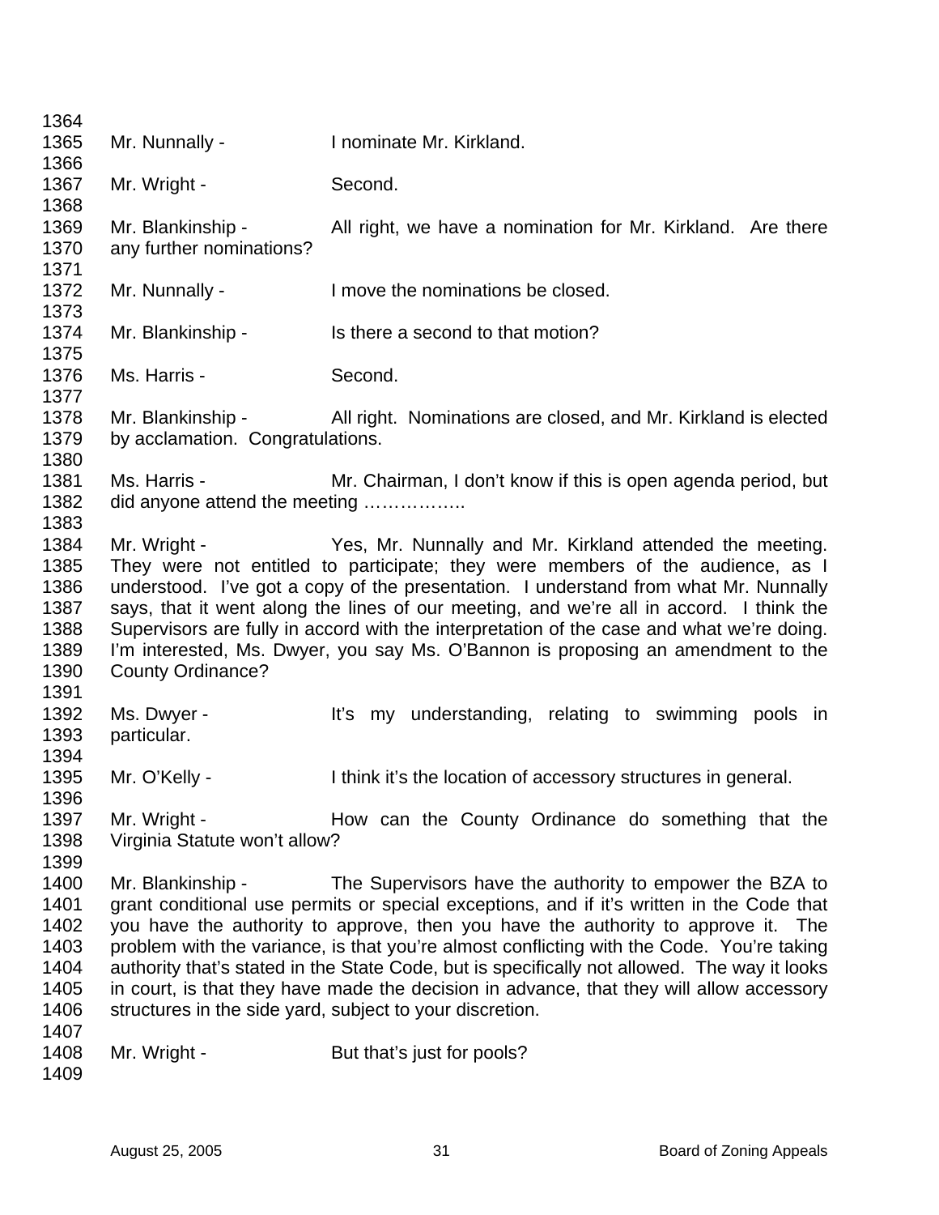1364
1365 Mr. Nunnally - I nominate Mr. Kirkland.
1366
1367 Mr. Wright - Second.
1368
1369 Mr. Blankinship - All right, we have a nomination for Mr. Kirkland. Are there
1370 any further nominations?
1371
1372 Mr. Nunnally - I move the nominations be closed.
1373
1374 Mr. Blankinship - Is there a second to that motion?
1375
1376 Ms. Harris - Second.
1377
1378 Mr. Blankinship - All right. Nominations are closed, and Mr. Kirkland is elected
1379 by acclamation. Congratulations.
1380
1381 Ms. Harris - Mr. Chairman, I don't know if this is open agenda period, but
1382 did anyone attend the meeting ……………..
1383
1384 Mr. Wright - Yes, Mr. Nunnally and Mr. Kirkland attended the meeting.
1385 They were not entitled to participate; they were members of the audience, as I
1386 understood. I've got a copy of the presentation. I understand from what Mr. Nunnally
1387 says, that it went along the lines of our meeting, and we're all in accord. I think the
1388 Supervisors are fully in accord with the interpretation of the case and what we're doing.
1389 I'm interested, Ms. Dwyer, you say Ms. O'Bannon is proposing an amendment to the
1390 County Ordinance?
1391
1392 Ms. Dwyer - It's my understanding, relating to swimming pools in
1393 particular.
1394
1395 Mr. O'Kelly - I think it's the location of accessory structures in general.
1396
1397 Mr. Wright - How can the County Ordinance do something that the
1398 Virginia Statute won't allow?
1399
1400 Mr. Blankinship - The Supervisors have the authority to empower the BZA to
1401 grant conditional use permits or special exceptions, and if it's written in the Code that
1402 you have the authority to approve, then you have the authority to approve it. The
1403 problem with the variance, is that you're almost conflicting with the Code. You're taking
1404 authority that's stated in the State Code, but is specifically not allowed. The way it looks
1405 in court, is that they have made the decision in advance, that they will allow accessory
1406 structures in the side yard, subject to your discretion.
1407
1408 Mr. Wright - But that's just for pools?
1409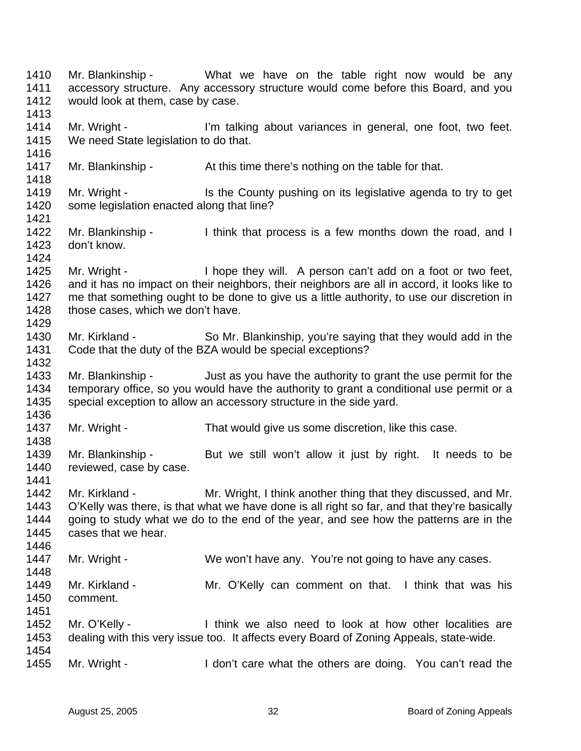Mr. Blankinship - What we have on the table right now would be any accessory structure. Any accessory structure would come before this Board, and you would look at them, case by case.

Mr. Wright - I'm talking about variances in general, one foot, two feet. We need State legislation to do that.

Mr. Blankinship - At this time there's nothing on the table for that.

Mr. Wright - Is the County pushing on its legislative agenda to try to get some legislation enacted along that line?

Mr. Blankinship - I think that process is a few months down the road, and I don't know.

Mr. Wright - I hope they will. A person can't add on a foot or two feet, and it has no impact on their neighbors, their neighbors are all in accord, it looks like to me that something ought to be done to give us a little authority, to use our discretion in those cases, which we don't have.

Mr. Kirkland - So Mr. Blankinship, you're saying that they would add in the Code that the duty of the BZA would be special exceptions?

Mr. Blankinship - Just as you have the authority to grant the use permit for the temporary office, so you would have the authority to grant a conditional use permit or a special exception to allow an accessory structure in the side yard.

Mr. Wright - That would give us some discretion, like this case.

Mr. Blankinship - But we still won't allow it just by right. It needs to be reviewed, case by case.

Mr. Kirkland - Mr. Wright, I think another thing that they discussed, and Mr. O'Kelly was there, is that what we have done is all right so far, and that they're basically going to study what we do to the end of the year, and see how the patterns are in the cases that we hear.

Mr. Wright - We won't have any. You're not going to have any cases.

Mr. Kirkland - Mr. O'Kelly can comment on that. I think that was his comment.

Mr. O'Kelly - I think we also need to look at how other localities are dealing with this very issue too. It affects every Board of Zoning Appeals, state-wide.

Mr. Wright - I don't care what the others are doing. You can't read the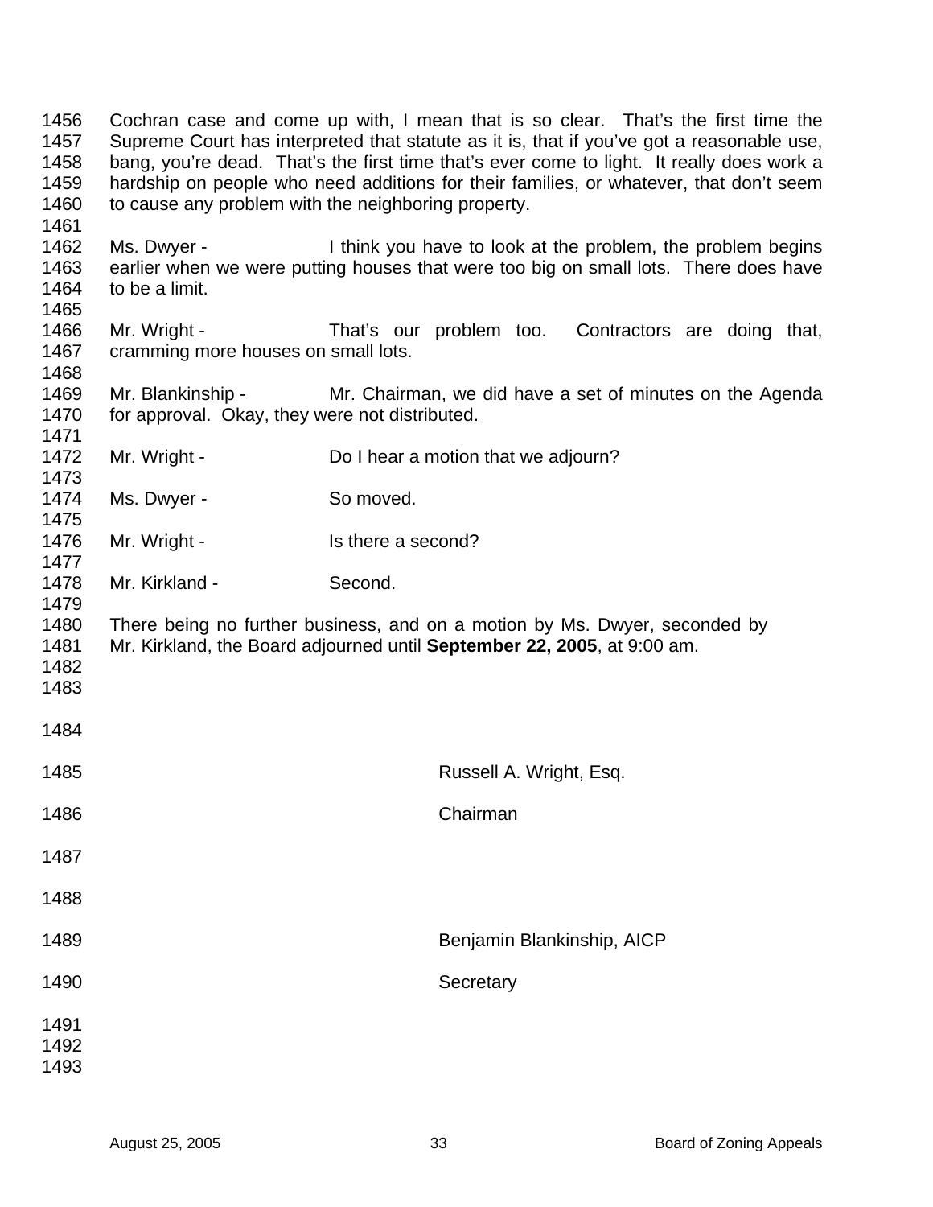Cochran case and come up with, I mean that is so clear. That's the first time the Supreme Court has interpreted that statute as it is, that if you've got a reasonable use, bang, you're dead. That's the first time that's ever come to light. It really does work a hardship on people who need additions for their families, or whatever, that don't seem to cause any problem with the neighboring property.

Ms. Dwyer - I think you have to look at the problem, the problem begins earlier when we were putting houses that were too big on small lots. There does have to be a limit.

Mr. Wright - That's our problem too. Contractors are doing that, cramming more houses on small lots.

Mr. Blankinship - Mr. Chairman, we did have a set of minutes on the Agenda for approval. Okay, they were not distributed.

Mr. Wright - Do I hear a motion that we adjourn?

Ms. Dwyer - So moved.

Mr. Wright - Is there a second?

Mr. Kirkland - Second.

There being no further business, and on a motion by Ms. Dwyer, seconded by Mr. Kirkland, the Board adjourned until **September 22, 2005**, at 9:00 am.

Russell A. Wright, Esq.

Chairman

Benjamin Blankinship, AICP

Secretary